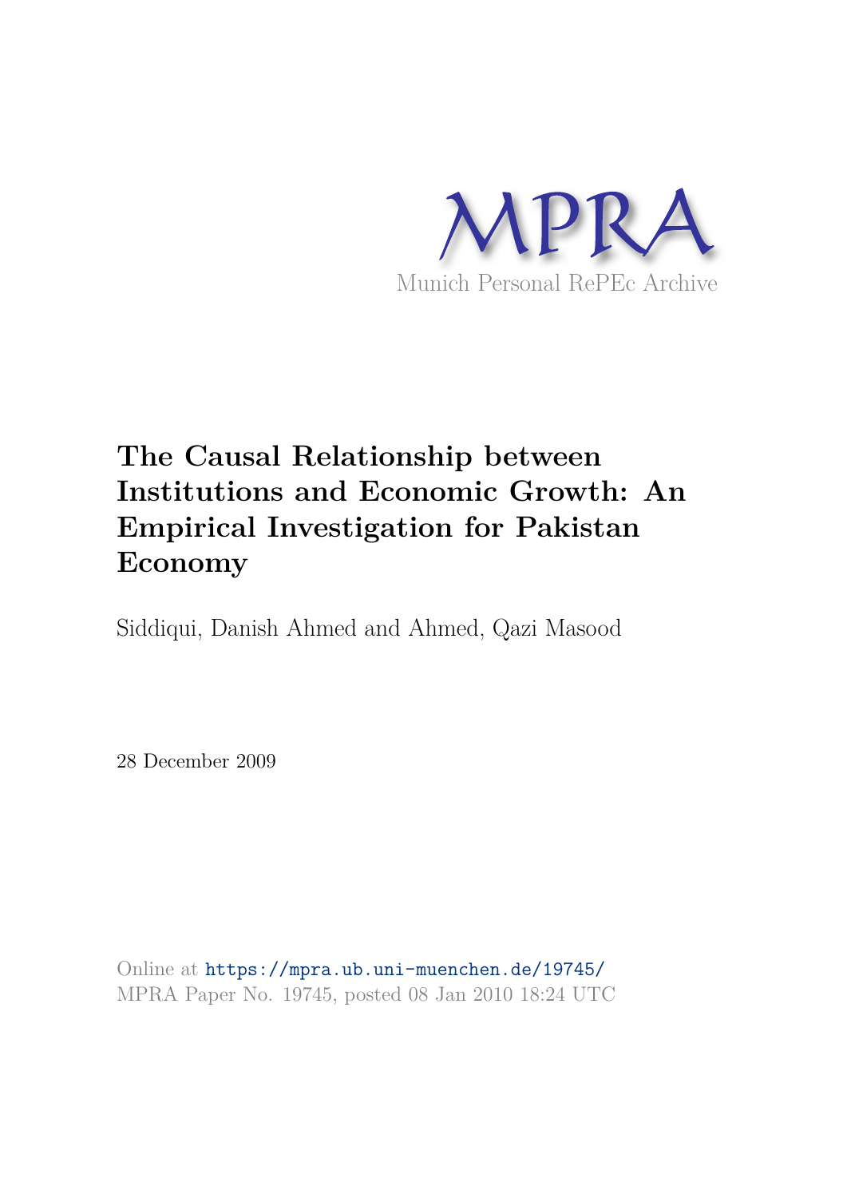MPRA

Munich Personal RePEc Archive

# The Causal Relationship between Institutions and Economic Growth: An Empirical Investigation for Pakistan Economy

Siddiqui, Danish Ahmed and Ahmed, Qazi Masood

28 December 2009

Online at https://mpra.ub.uni-muenchen.de/19745/
MPRA Paper No. 19745, posted 08 Jan 2010 18:24 UTC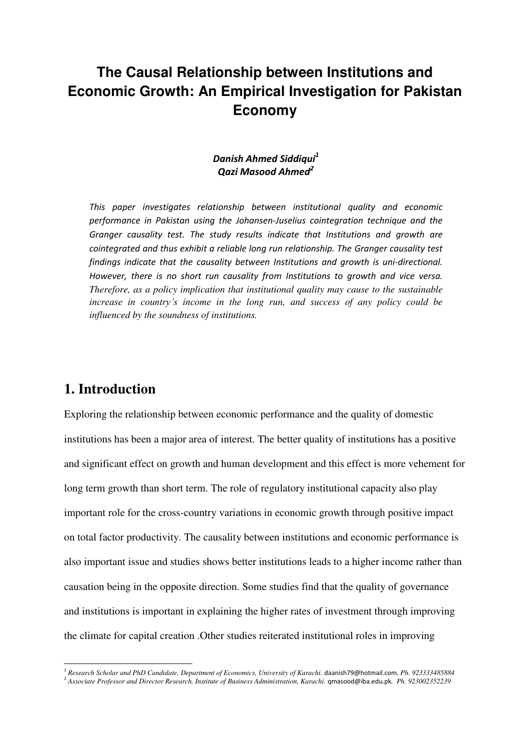# The Causal Relationship between Institutions and Economic Growth: An Empirical Investigation for Pakistan Economy

***Danish Ahmed Siddiqui*[1]**
***Qazi Masood Ahmed*[2]**

*This paper investigates relationship between institutional quality and economic performance in Pakistan using the Johansen-Juselius cointegration technique and the Granger causality test. The study results indicate that Institutions and growth are cointegrated and thus exhibit a reliable long run relationship. The Granger causality test findings indicate that the causality between Institutions and growth is uni-directional. However, there is no short run causality from Institutions to growth and vice versa. Therefore, as a policy implication that institutional quality may cause to the sustainable increase in country's income in the long run, and success of any policy could be influenced by the soundness of institutions.*

## 1. Introduction

Exploring the relationship between economic performance and the quality of domestic institutions has been a major area of interest. The better quality of institutions has a positive and significant effect on growth and human development and this effect is more vehement for long term growth than short term. The role of regulatory institutional capacity also play important role for the cross-country variations in economic growth through positive impact on total factor productivity. The causality between institutions and economic performance is also important issue and studies shows better institutions leads to a higher income rather than causation being in the opposite direction. Some studies find that the quality of governance and institutions is important in explaining the higher rates of investment through improving the climate for capital creation .Other studies reiterated institutional roles in improving

---

[1] *Research Scholar and PhD Candidate, Department of Economics, University of Karachi.* daanish79@hotmail.com. *Ph. 923333485884*

[2] *Associate Professor and Director Research, Institute of Business Administration, Karachi.* qmasood@iba.edu.pk. *Ph. 923002352239*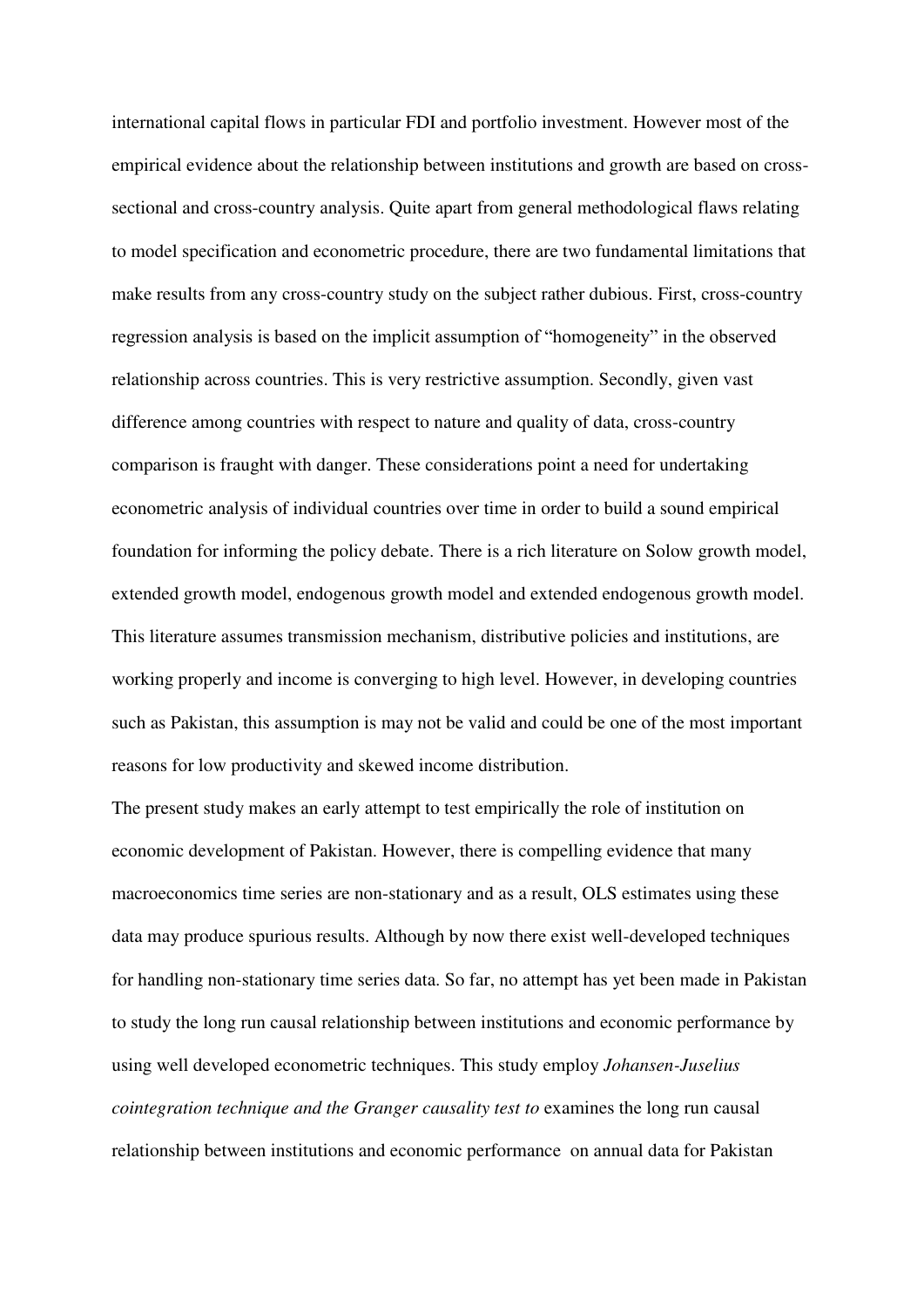international capital flows in particular FDI and portfolio investment. However most of the empirical evidence about the relationship between institutions and growth are based on cross-sectional and cross-country analysis. Quite apart from general methodological flaws relating to model specification and econometric procedure, there are two fundamental limitations that make results from any cross-country study on the subject rather dubious. First, cross-country regression analysis is based on the implicit assumption of "homogeneity" in the observed relationship across countries. This is very restrictive assumption. Secondly, given vast difference among countries with respect to nature and quality of data, cross-country comparison is fraught with danger. These considerations point a need for undertaking econometric analysis of individual countries over time in order to build a sound empirical foundation for informing the policy debate. There is a rich literature on Solow growth model, extended growth model, endogenous growth model and extended endogenous growth model. This literature assumes transmission mechanism, distributive policies and institutions, are working properly and income is converging to high level. However, in developing countries such as Pakistan, this assumption is may not be valid and could be one of the most important reasons for low productivity and skewed income distribution.

The present study makes an early attempt to test empirically the role of institution on economic development of Pakistan. However, there is compelling evidence that many macroeconomics time series are non-stationary and as a result, OLS estimates using these data may produce spurious results. Although by now there exist well-developed techniques for handling non-stationary time series data. So far, no attempt has yet been made in Pakistan to study the long run causal relationship between institutions and economic performance by using well developed econometric techniques. This study employ *Johansen-Juselius cointegration technique and the Granger causality test to* examines the long run causal relationship between institutions and economic performance on annual data for Pakistan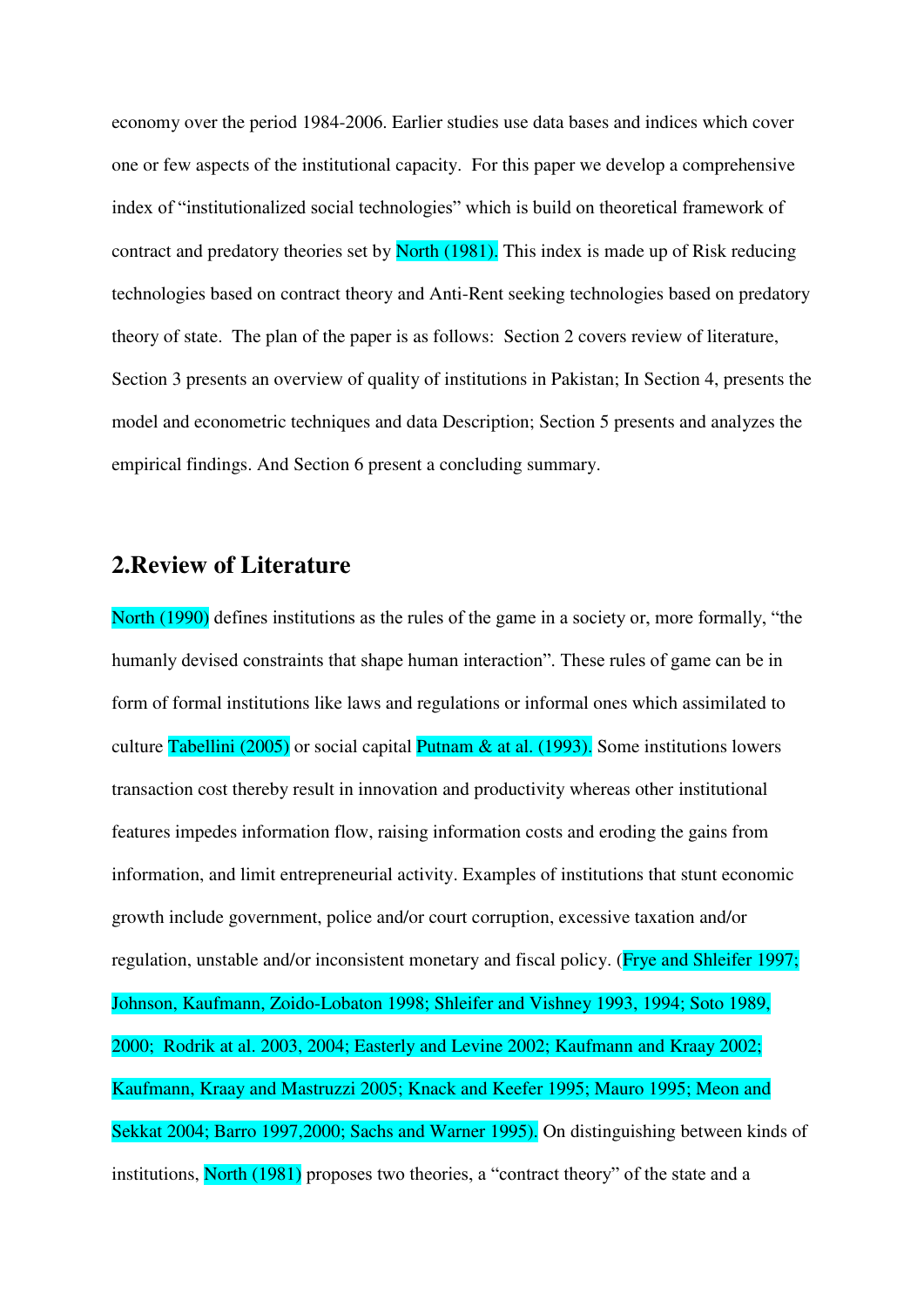economy over the period 1984-2006. Earlier studies use data bases and indices which cover one or few aspects of the institutional capacity. For this paper we develop a comprehensive index of "institutionalized social technologies" which is build on theoretical framework of contract and predatory theories set by North (1981). This index is made up of Risk reducing technologies based on contract theory and Anti-Rent seeking technologies based on predatory theory of state. The plan of the paper is as follows: Section 2 covers review of literature, Section 3 presents an overview of quality of institutions in Pakistan; In Section 4, presents the model and econometric techniques and data Description; Section 5 presents and analyzes the empirical findings. And Section 6 present a concluding summary.

## 2.Review of Literature

North (1990) defines institutions as the rules of the game in a society or, more formally, "the humanly devised constraints that shape human interaction". These rules of game can be in form of formal institutions like laws and regulations or informal ones which assimilated to culture Tabellini (2005) or social capital Putnam & at al. (1993). Some institutions lowers transaction cost thereby result in innovation and productivity whereas other institutional features impedes information flow, raising information costs and eroding the gains from information, and limit entrepreneurial activity. Examples of institutions that stunt economic growth include government, police and/or court corruption, excessive taxation and/or regulation, unstable and/or inconsistent monetary and fiscal policy. (Frye and Shleifer 1997; Johnson, Kaufmann, Zoido-Lobaton 1998; Shleifer and Vishney 1993, 1994; Soto 1989, 2000; Rodrik at al. 2003, 2004; Easterly and Levine 2002; Kaufmann and Kraay 2002; Kaufmann, Kraay and Mastruzzi 2005; Knack and Keefer 1995; Mauro 1995; Meon and Sekkat 2004; Barro 1997,2000; Sachs and Warner 1995). On distinguishing between kinds of institutions, North (1981) proposes two theories, a "contract theory" of the state and a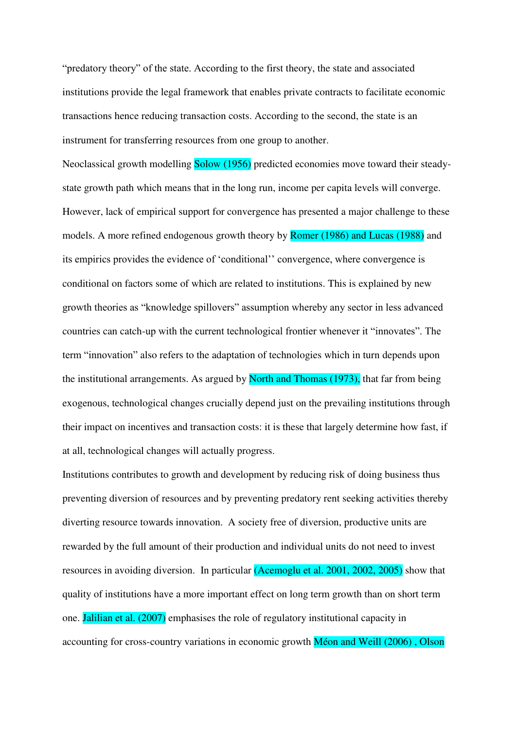"predatory theory" of the state. According to the first theory, the state and associated institutions provide the legal framework that enables private contracts to facilitate economic transactions hence reducing transaction costs. According to the second, the state is an instrument for transferring resources from one group to another.

Neoclassical growth modelling Solow (1956) predicted economies move toward their steady-state growth path which means that in the long run, income per capita levels will converge. However, lack of empirical support for convergence has presented a major challenge to these models. A more refined endogenous growth theory by Romer (1986) and Lucas (1988) and its empirics provides the evidence of 'conditional'' convergence, where convergence is conditional on factors some of which are related to institutions. This is explained by new growth theories as "knowledge spillovers" assumption whereby any sector in less advanced countries can catch-up with the current technological frontier whenever it "innovates". The term "innovation" also refers to the adaptation of technologies which in turn depends upon the institutional arrangements. As argued by North and Thomas (1973), that far from being exogenous, technological changes crucially depend just on the prevailing institutions through their impact on incentives and transaction costs: it is these that largely determine how fast, if at all, technological changes will actually progress.

Institutions contributes to growth and development by reducing risk of doing business thus preventing diversion of resources and by preventing predatory rent seeking activities thereby diverting resource towards innovation. A society free of diversion, productive units are rewarded by the full amount of their production and individual units do not need to invest resources in avoiding diversion. In particular (Acemoglu et al. 2001, 2002, 2005) show that quality of institutions have a more important effect on long term growth than on short term one. Jalilian et al. (2007) emphasises the role of regulatory institutional capacity in accounting for cross-country variations in economic growth Méon and Weill (2006) , Olson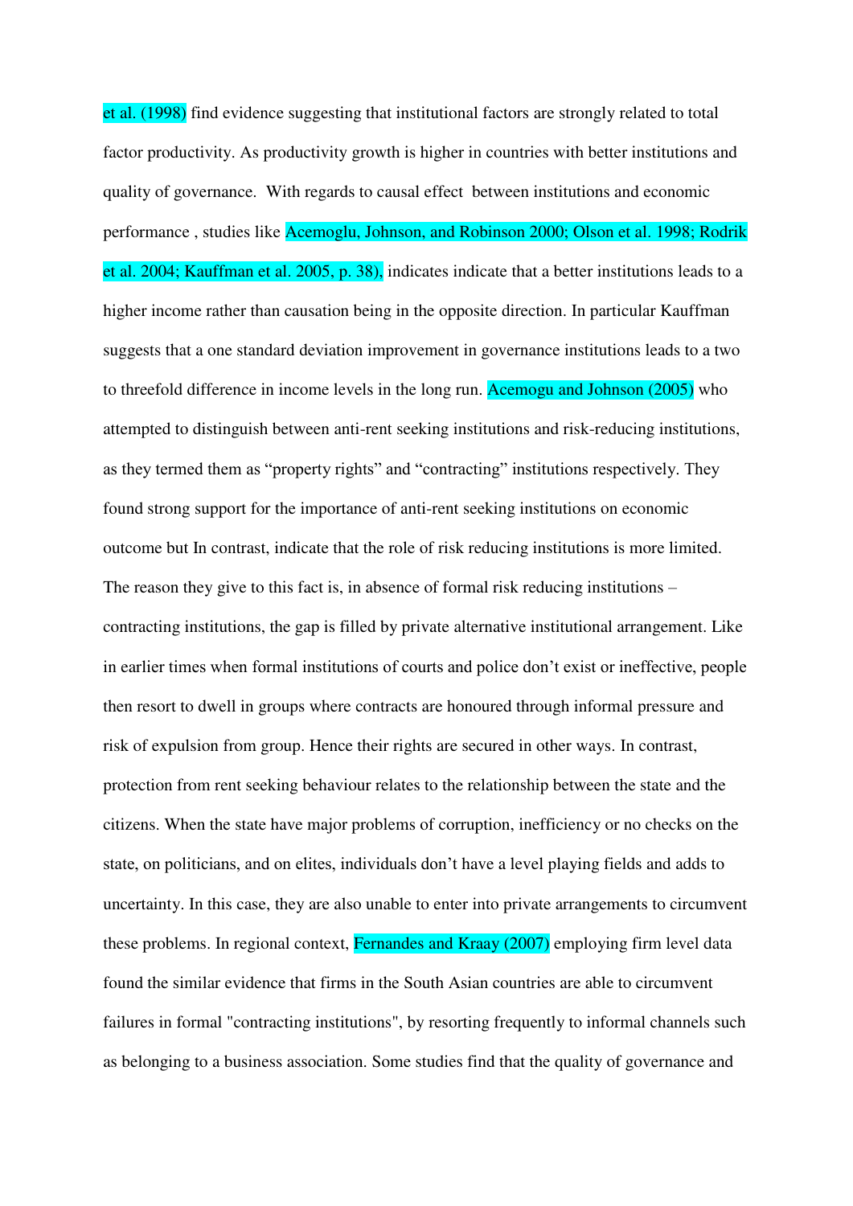et al. (1998) find evidence suggesting that institutional factors are strongly related to total factor productivity. As productivity growth is higher in countries with better institutions and quality of governance.  With regards to causal effect  between institutions and economic performance , studies like Acemoglu, Johnson, and Robinson 2000; Olson et al. 1998; Rodrik et al. 2004; Kauffman et al. 2005, p. 38), indicates indicate that a better institutions leads to a higher income rather than causation being in the opposite direction. In particular Kauffman suggests that a one standard deviation improvement in governance institutions leads to a two to threefold difference in income levels in the long run. Acemogu and Johnson (2005) who attempted to distinguish between anti-rent seeking institutions and risk-reducing institutions, as they termed them as "property rights" and "contracting" institutions respectively. They found strong support for the importance of anti-rent seeking institutions on economic outcome but In contrast, indicate that the role of risk reducing institutions is more limited. The reason they give to this fact is, in absence of formal risk reducing institutions – contracting institutions, the gap is filled by private alternative institutional arrangement. Like in earlier times when formal institutions of courts and police don't exist or ineffective, people then resort to dwell in groups where contracts are honoured through informal pressure and risk of expulsion from group. Hence their rights are secured in other ways. In contrast, protection from rent seeking behaviour relates to the relationship between the state and the citizens. When the state have major problems of corruption, inefficiency or no checks on the state, on politicians, and on elites, individuals don't have a level playing fields and adds to uncertainty. In this case, they are also unable to enter into private arrangements to circumvent these problems. In regional context, Fernandes and Kraay (2007) employing firm level data found the similar evidence that firms in the South Asian countries are able to circumvent failures in formal "contracting institutions", by resorting frequently to informal channels such as belonging to a business association. Some studies find that the quality of governance and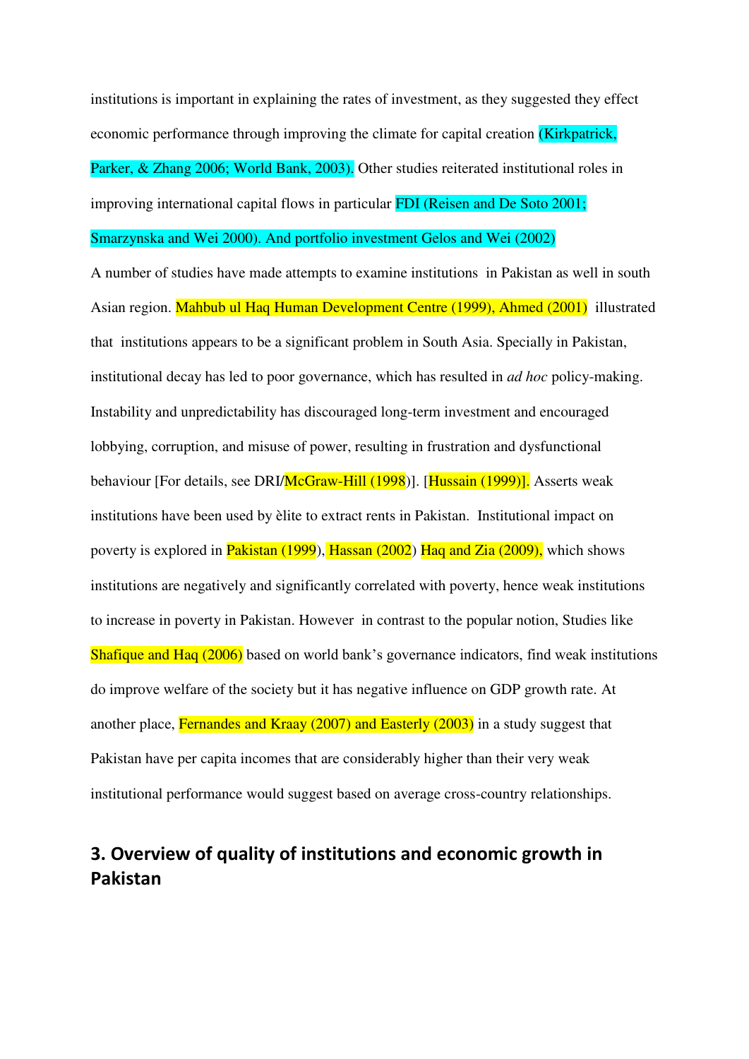institutions is important in explaining the rates of investment, as they suggested they effect economic performance through improving the climate for capital creation (Kirkpatrick, Parker, & Zhang 2006; World Bank, 2003). Other studies reiterated institutional roles in improving international capital flows in particular FDI (Reisen and De Soto 2001; Smarzynska and Wei 2000). And portfolio investment Gelos and Wei (2002)

A number of studies have made attempts to examine institutions in Pakistan as well in south Asian region. Mahbub ul Haq Human Development Centre (1999), Ahmed (2001) illustrated that institutions appears to be a significant problem in South Asia. Specially in Pakistan, institutional decay has led to poor governance, which has resulted in *ad hoc* policy-making. Instability and unpredictability has discouraged long-term investment and encouraged lobbying, corruption, and misuse of power, resulting in frustration and dysfunctional behaviour [For details, see DRI/McGraw-Hill (1998)]. [Hussain (1999)]. Asserts weak institutions have been used by èlite to extract rents in Pakistan. Institutional impact on poverty is explored in Pakistan (1999), Hassan (2002) Haq and Zia (2009), which shows institutions are negatively and significantly correlated with poverty, hence weak institutions to increase in poverty in Pakistan. However in contrast to the popular notion, Studies like Shafique and Haq (2006) based on world bank's governance indicators, find weak institutions do improve welfare of the society but it has negative influence on GDP growth rate. At another place, Fernandes and Kraay (2007) and Easterly (2003) in a study suggest that Pakistan have per capita incomes that are considerably higher than their very weak institutional performance would suggest based on average cross-country relationships.

## 3. Overview of quality of institutions and economic growth in Pakistan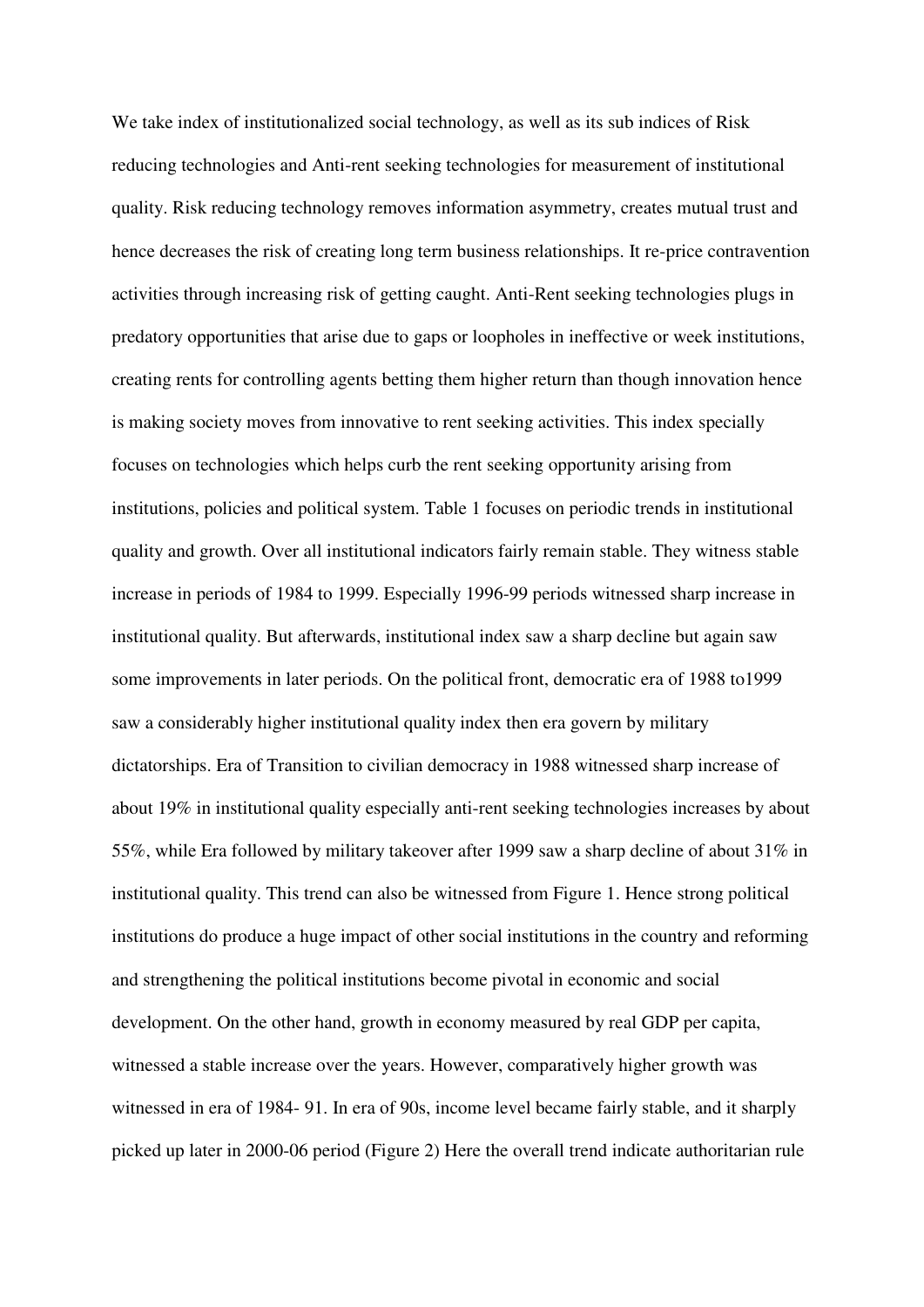We take index of institutionalized social technology, as well as its sub indices of Risk reducing technologies and Anti-rent seeking technologies for measurement of institutional quality. Risk reducing technology removes information asymmetry, creates mutual trust and hence decreases the risk of creating long term business relationships. It re-price contravention activities through increasing risk of getting caught. Anti-Rent seeking technologies plugs in predatory opportunities that arise due to gaps or loopholes in ineffective or week institutions, creating rents for controlling agents betting them higher return than though innovation hence is making society moves from innovative to rent seeking activities. This index specially focuses on technologies which helps curb the rent seeking opportunity arising from institutions, policies and political system. Table 1 focuses on periodic trends in institutional quality and growth. Over all institutional indicators fairly remain stable. They witness stable increase in periods of 1984 to 1999. Especially 1996-99 periods witnessed sharp increase in institutional quality. But afterwards, institutional index saw a sharp decline but again saw some improvements in later periods. On the political front, democratic era of 1988 to1999 saw a considerably higher institutional quality index then era govern by military dictatorships. Era of Transition to civilian democracy in 1988 witnessed sharp increase of about 19% in institutional quality especially anti-rent seeking technologies increases by about 55%, while Era followed by military takeover after 1999 saw a sharp decline of about 31% in institutional quality. This trend can also be witnessed from Figure 1. Hence strong political institutions do produce a huge impact of other social institutions in the country and reforming and strengthening the political institutions become pivotal in economic and social development. On the other hand, growth in economy measured by real GDP per capita, witnessed a stable increase over the years. However, comparatively higher growth was witnessed in era of 1984- 91. In era of 90s, income level became fairly stable, and it sharply picked up later in 2000-06 period (Figure 2) Here the overall trend indicate authoritarian rule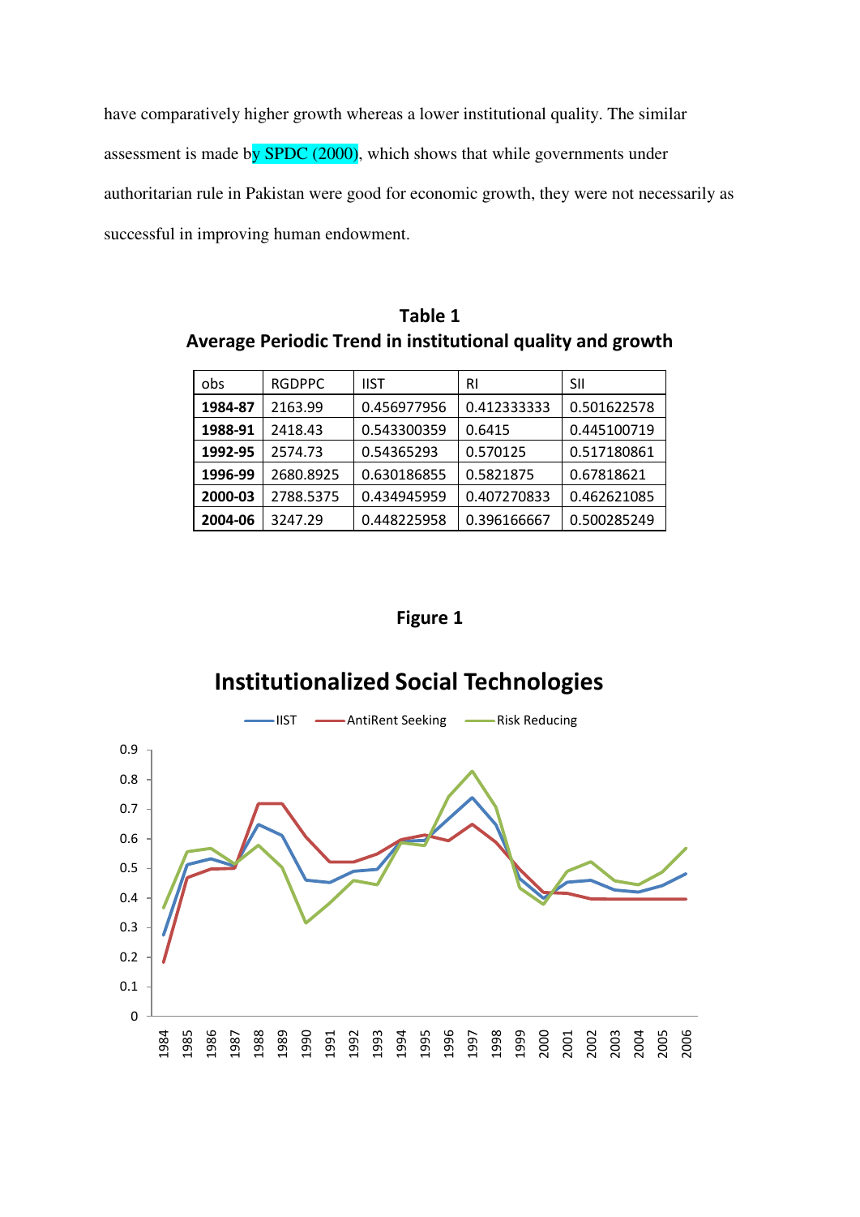have comparatively higher growth whereas a lower institutional quality. The similar assessment is made by SPDC (2000), which shows that while governments under authoritarian rule in Pakistan were good for economic growth, they were not necessarily as successful in improving human endowment.

**Table 1**
**Average Periodic Trend in institutional quality and growth**

| obs | RGDPPC | IIST | RI | SII |
|---|---|---|---|---|
| **1984-87** | 2163.99 | 0.456977956 | 0.412333333 | 0.501622578 |
| **1988-91** | 2418.43 | 0.543300359 | 0.6415 | 0.445100719 |
| **1992-95** | 2574.73 | 0.54365293 | 0.570125 | 0.517180861 |
| **1996-99** | 2680.8925 | 0.630186855 | 0.5821875 | 0.67818621 |
| **2000-03** | 2788.5375 | 0.434945959 | 0.407270833 | 0.462621085 |
| **2004-06** | 3247.29 | 0.448225958 | 0.396166667 | 0.500285249 |

**Figure 1**

**Institutionalized Social Technologies**

Legend: IIST, AntiRent Seeking, Risk Reducing

Y-axis: 0 to 0.9; X-axis: 1984 to 2006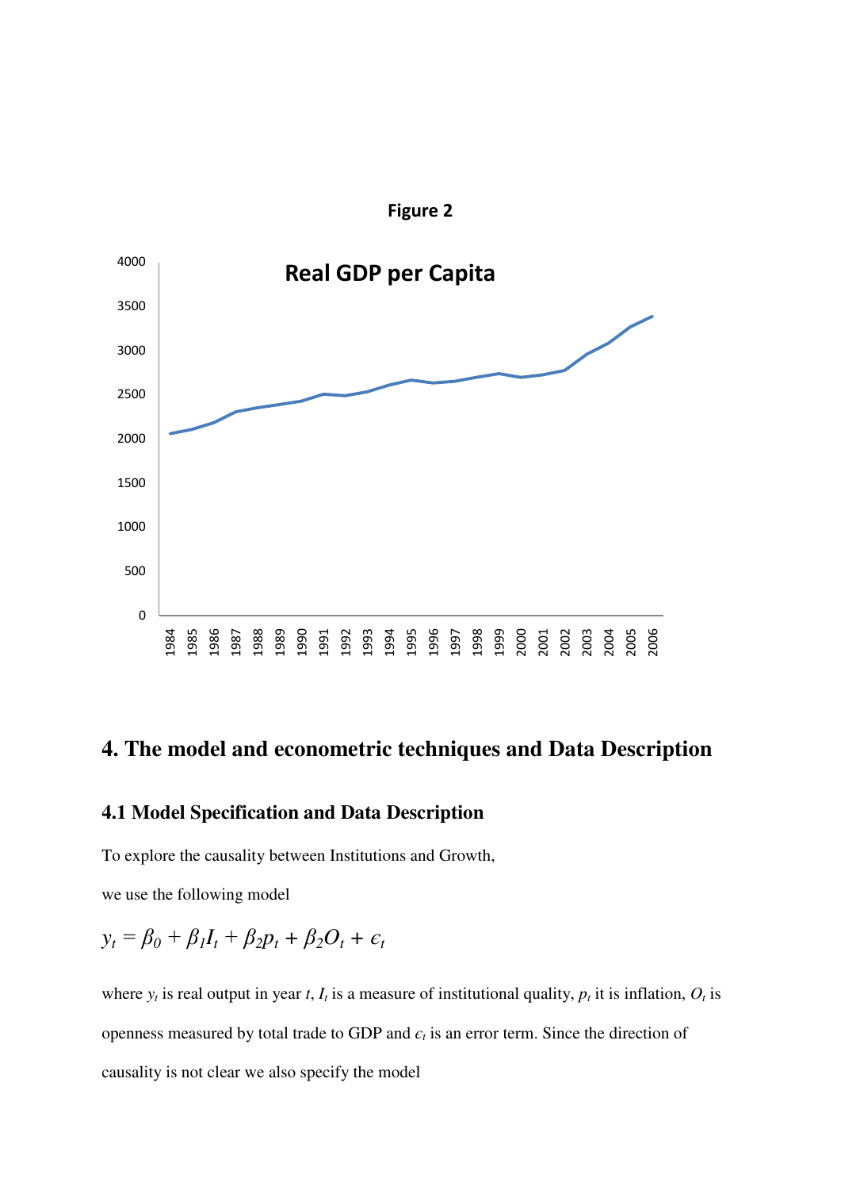**Figure 2**

Real GDP per Capita

## 4. The model and econometric techniques and Data Description

### 4.1 Model Specification and Data Description

To explore the causality between Institutions and Growth,

we use the following model

$$y_t = \beta_0 + \beta_1 I_t + \beta_2 p_t + \beta_2 O_t + \epsilon_t$$

where $y_t$ is real output in year $t$, $I_t$ is a measure of institutional quality, $p_t$ it is inflation, $O_t$ is openness measured by total trade to GDP and $\epsilon_t$ is an error term. Since the direction of causality is not clear we also specify the model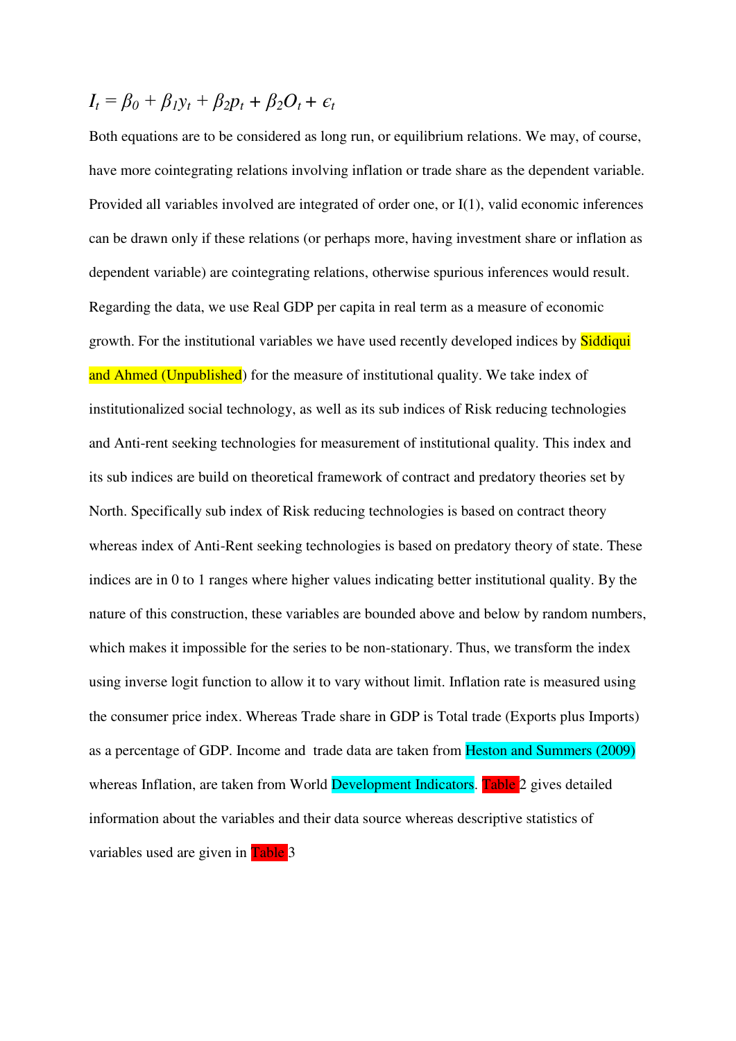$$I_t = \beta_0 + \beta_1 y_t + \beta_2 p_t + \beta_2 O_t + \epsilon_t$$

Both equations are to be considered as long run, or equilibrium relations. We may, of course, have more cointegrating relations involving inflation or trade share as the dependent variable. Provided all variables involved are integrated of order one, or I(1), valid economic inferences can be drawn only if these relations (or perhaps more, having investment share or inflation as dependent variable) are cointegrating relations, otherwise spurious inferences would result. Regarding the data, we use Real GDP per capita in real term as a measure of economic growth. For the institutional variables we have used recently developed indices by Siddiqui and Ahmed (Unpublished) for the measure of institutional quality. We take index of institutionalized social technology, as well as its sub indices of Risk reducing technologies and Anti-rent seeking technologies for measurement of institutional quality. This index and its sub indices are build on theoretical framework of contract and predatory theories set by North. Specifically sub index of Risk reducing technologies is based on contract theory whereas index of Anti-Rent seeking technologies is based on predatory theory of state. These indices are in 0 to 1 ranges where higher values indicating better institutional quality. By the nature of this construction, these variables are bounded above and below by random numbers, which makes it impossible for the series to be non-stationary. Thus, we transform the index using inverse logit function to allow it to vary without limit. Inflation rate is measured using the consumer price index. Whereas Trade share in GDP is Total trade (Exports plus Imports) as a percentage of GDP. Income and trade data are taken from Heston and Summers (2009) whereas Inflation, are taken from World Development Indicators. Table 2 gives detailed information about the variables and their data source whereas descriptive statistics of variables used are given in Table 3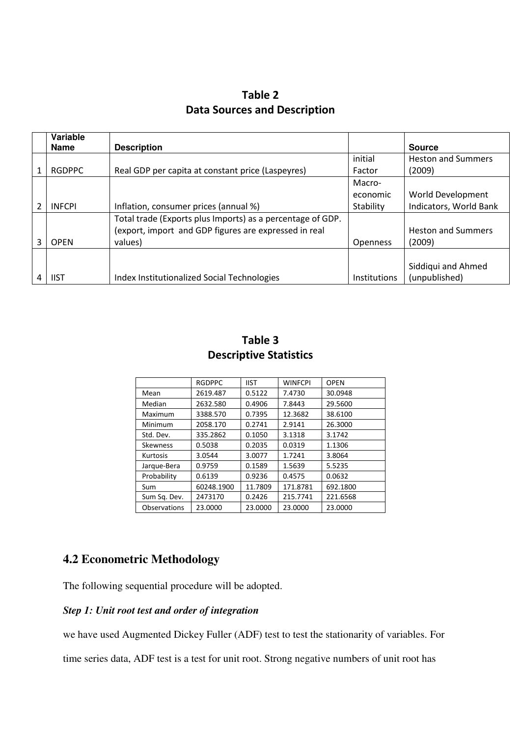**Table 2**
**Data Sources and Description**

| | Variable Name | Description | | Source |
|---|---|---|---|---|
| 1 | RGDPPC | Real GDP per capita at constant price (Laspeyres) | initial Factor | Heston and Summers (2009) |
| 2 | INFCPI | Inflation, consumer prices (annual %) | Macro-economic Stability | World Development Indicators, World Bank |
| 3 | OPEN | Total trade (Exports plus Imports) as a percentage of GDP. (export, import and GDP figures are expressed in real values) | Openness | Heston and Summers (2009) |
| 4 | IIST | Index Institutionalized Social Technologies | Institutions | Siddiqui and Ahmed (unpublished) |

**Table 3**
**Descriptive Statistics**

| | RGDPPC | IIST | WINFCPI | OPEN |
|---|---|---|---|---|
| Mean | 2619.487 | 0.5122 | 7.4730 | 30.0948 |
| Median | 2632.580 | 0.4906 | 7.8443 | 29.5600 |
| Maximum | 3388.570 | 0.7395 | 12.3682 | 38.6100 |
| Minimum | 2058.170 | 0.2741 | 2.9141 | 26.3000 |
| Std. Dev. | 335.2862 | 0.1050 | 3.1318 | 3.1742 |
| Skewness | 0.5038 | 0.2035 | 0.0319 | 1.1306 |
| Kurtosis | 3.0544 | 3.0077 | 1.7241 | 3.8064 |
| Jarque-Bera | 0.9759 | 0.1589 | 1.5639 | 5.5235 |
| Probability | 0.6139 | 0.9236 | 0.4575 | 0.0632 |
| Sum | 60248.1900 | 11.7809 | 171.8781 | 692.1800 |
| Sum Sq. Dev. | 2473170 | 0.2426 | 215.7741 | 221.6568 |
| Observations | 23.0000 | 23.0000 | 23.0000 | 23.0000 |

## 4.2 Econometric Methodology

The following sequential procedure will be adopted.

***Step 1: Unit root test and order of integration***

we have used Augmented Dickey Fuller (ADF) test to test the stationarity of variables. For time series data, ADF test is a test for unit root. Strong negative numbers of unit root has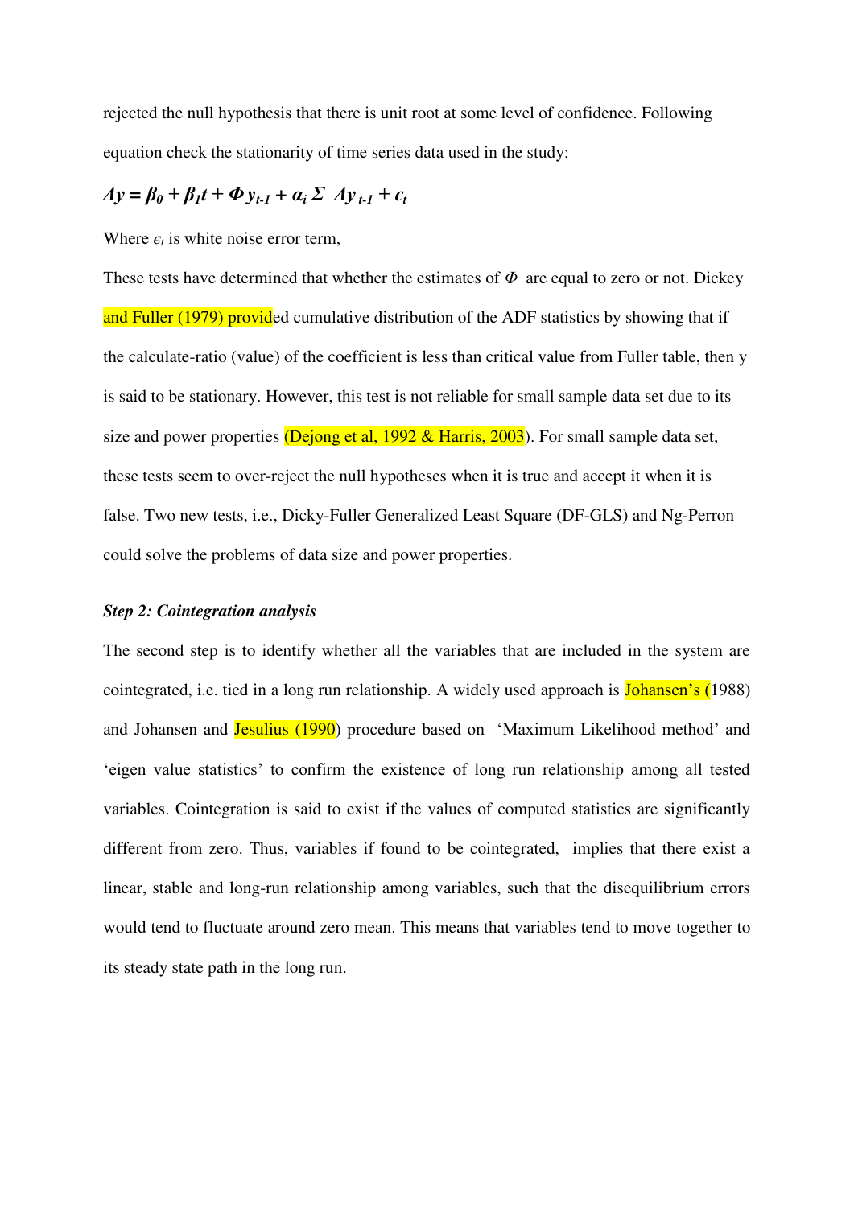rejected the null hypothesis that there is unit root at some level of confidence. Following equation check the stationarity of time series data used in the study:

$$\Delta y = \beta_0 + \beta_1 t + \Phi y_{t-1} + \alpha_i \Sigma \ \Delta y_{t-1} + \epsilon_t$$

Where $\epsilon_t$ is white noise error term,

These tests have determined that whether the estimates of $\Phi$ are equal to zero or not. Dickey and Fuller (1979) provided cumulative distribution of the ADF statistics by showing that if the calculate-ratio (value) of the coefficient is less than critical value from Fuller table, then y is said to be stationary. However, this test is not reliable for small sample data set due to its size and power properties (Dejong et al, 1992 & Harris, 2003). For small sample data set, these tests seem to over-reject the null hypotheses when it is true and accept it when it is false. Two new tests, i.e., Dicky-Fuller Generalized Least Square (DF-GLS) and Ng-Perron could solve the problems of data size and power properties.

***Step 2: Cointegration analysis***

The second step is to identify whether all the variables that are included in the system are cointegrated, i.e. tied in a long run relationship. A widely used approach is Johansen's (1988) and Johansen and Jesulius (1990) procedure based on 'Maximum Likelihood method' and 'eigen value statistics' to confirm the existence of long run relationship among all tested variables. Cointegration is said to exist if the values of computed statistics are significantly different from zero. Thus, variables if found to be cointegrated, implies that there exist a linear, stable and long-run relationship among variables, such that the disequilibrium errors would tend to fluctuate around zero mean. This means that variables tend to move together to its steady state path in the long run.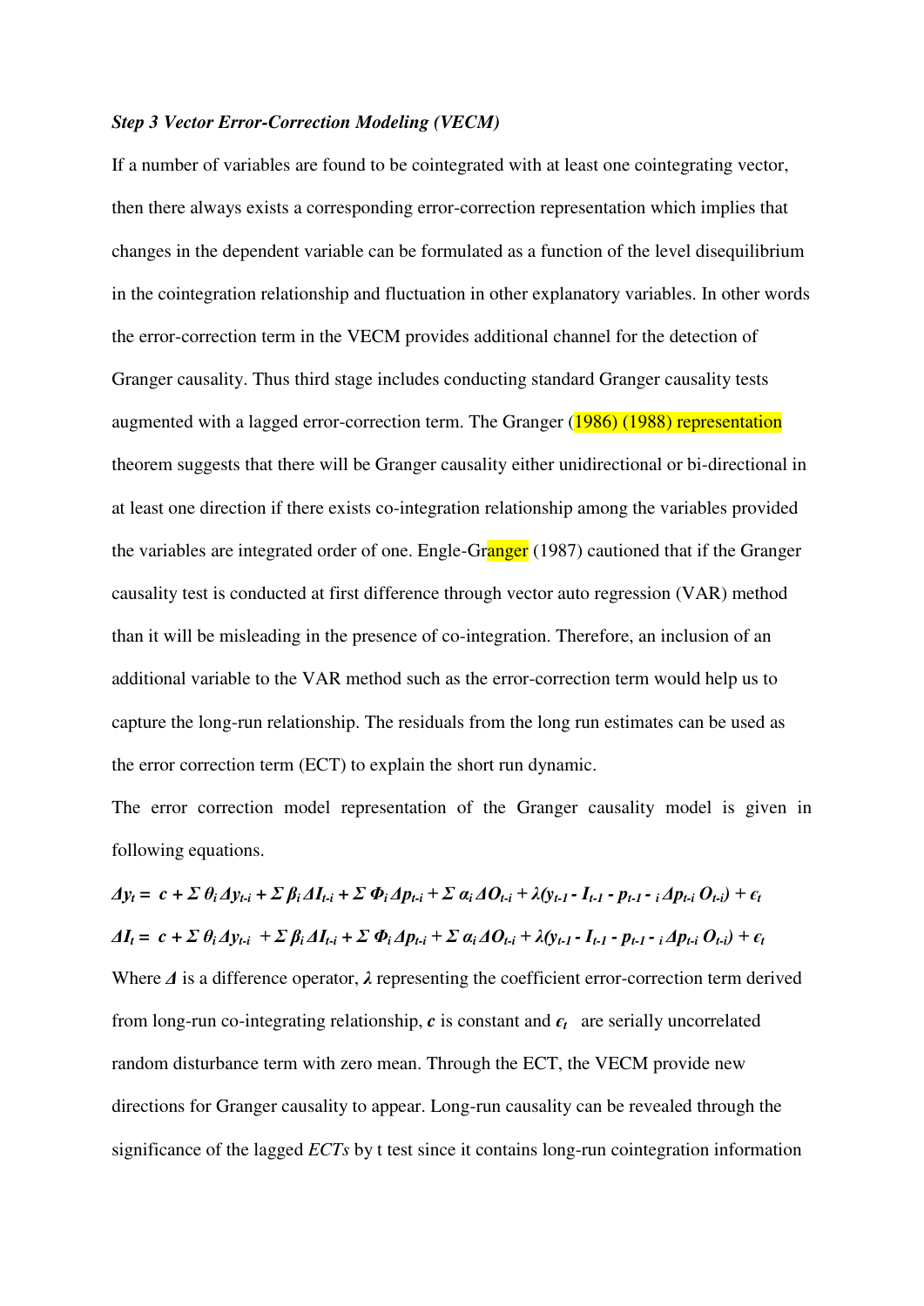***Step 3 Vector Error-Correction Modeling (VECM)***

If a number of variables are found to be cointegrated with at least one cointegrating vector, then there always exists a corresponding error-correction representation which implies that changes in the dependent variable can be formulated as a function of the level disequilibrium in the cointegration relationship and fluctuation in other explanatory variables. In other words the error-correction term in the VECM provides additional channel for the detection of Granger causality. Thus third stage includes conducting standard Granger causality tests augmented with a lagged error-correction term. The Granger (1986) (1988) representation theorem suggests that there will be Granger causality either unidirectional or bi-directional in at least one direction if there exists co-integration relationship among the variables provided the variables are integrated order of one. Engle-Granger (1987) cautioned that if the Granger causality test is conducted at first difference through vector auto regression (VAR) method than it will be misleading in the presence of co-integration. Therefore, an inclusion of an additional variable to the VAR method such as the error-correction term would help us to capture the long-run relationship. The residuals from the long run estimates can be used as the error correction term (ECT) to explain the short run dynamic.

The error correction model representation of the Granger causality model is given in following equations.

$$\Delta y_t = c + \Sigma\, \theta_i \Delta y_{t-i} + \Sigma\, \beta_i \Delta I_{t-i} + \Sigma\, \Phi_i \Delta p_{t-i} + \Sigma\, \alpha_i \Delta O_{t-i} + \lambda(y_{t-1} - I_{t-1} - p_{t-1} - {}_i \Delta p_{t-i}\, O_{t-i}) + \epsilon_t$$

$$\Delta I_t = c + \Sigma\, \theta_i \Delta y_{t-i} + \Sigma\, \beta_i \Delta I_{t-i} + \Sigma\, \Phi_i \Delta p_{t-i} + \Sigma\, \alpha_i \Delta O_{t-i} + \lambda(y_{t-1} - I_{t-1} - p_{t-1} - {}_i \Delta p_{t-i}\, O_{t-i}) + \epsilon_t$$

Where $\Delta$ is a difference operator, $\lambda$ representing the coefficient error-correction term derived from long-run co-integrating relationship, $c$ is constant and $\epsilon_t$ are serially uncorrelated random disturbance term with zero mean. Through the ECT, the VECM provide new directions for Granger causality to appear. Long-run causality can be revealed through the significance of the lagged *ECTs* by t test since it contains long-run cointegration information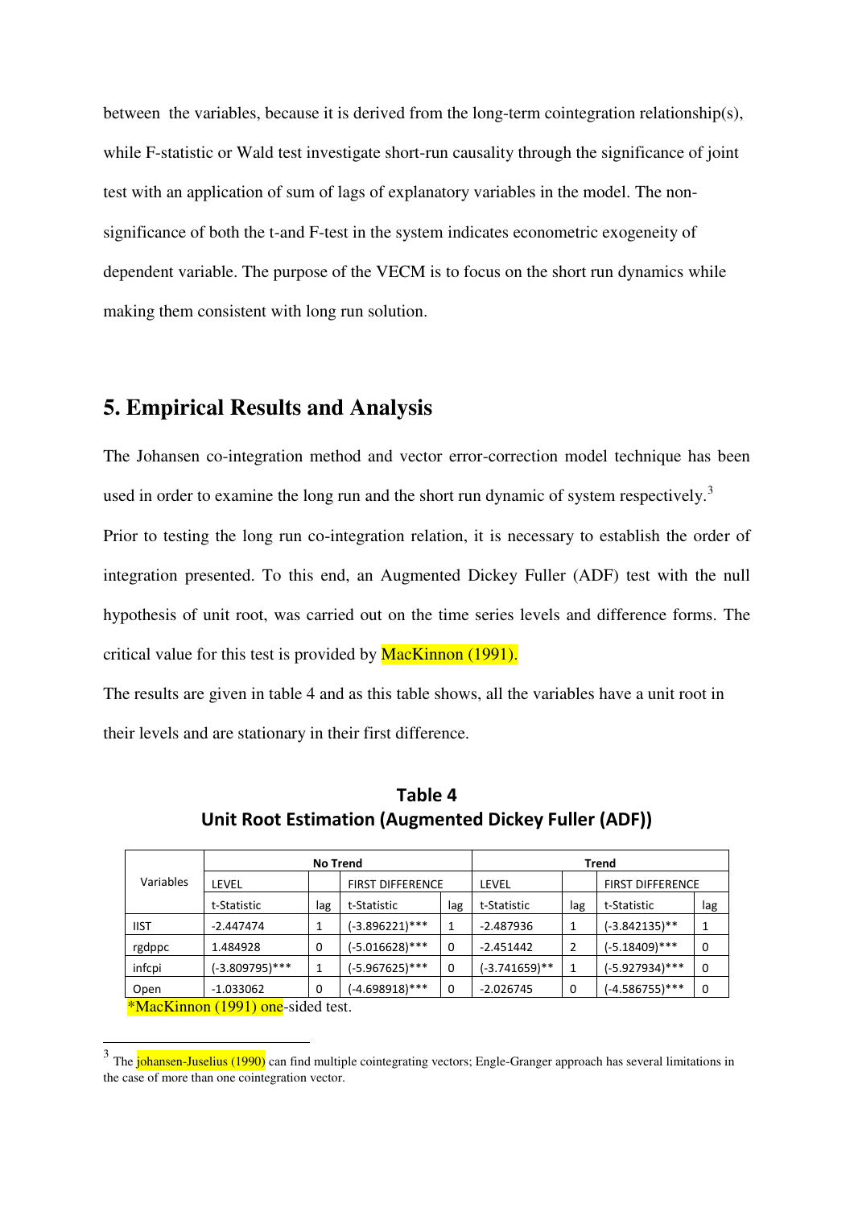between the variables, because it is derived from the long-term cointegration relationship(s), while F-statistic or Wald test investigate short-run causality through the significance of joint test with an application of sum of lags of explanatory variables in the model. The non-significance of both the t-and F-test in the system indicates econometric exogeneity of dependent variable. The purpose of the VECM is to focus on the short run dynamics while making them consistent with long run solution.

## 5. Empirical Results and Analysis

The Johansen co-integration method and vector error-correction model technique has been used in order to examine the long run and the short run dynamic of system respectively.[3]

Prior to testing the long run co-integration relation, it is necessary to establish the order of integration presented. To this end, an Augmented Dickey Fuller (ADF) test with the null hypothesis of unit root, was carried out on the time series levels and difference forms. The critical value for this test is provided by MacKinnon (1991).

The results are given in table 4 and as this table shows, all the variables have a unit root in their levels and are stationary in their first difference.

**Table 4**
**Unit Root Estimation (Augmented Dickey Fuller (ADF))**

| Variables | No Trend | | | | Trend | | | |
|---|---|---|---|---|---|---|---|---|
| | LEVEL | | FIRST DIFFERENCE | | LEVEL | | FIRST DIFFERENCE | |
| | t-Statistic | lag | t-Statistic | lag | t-Statistic | lag | t-Statistic | lag |
| IIST | -2.447474 | 1 | (-3.896221)*** | 1 | -2.487936 | 1 | (-3.842135)** | 1 |
| rgdppc | 1.484928 | 0 | (-5.016628)*** | 0 | -2.451442 | 2 | (-5.18409)*** | 0 |
| infcpi | (-3.809795)*** | 1 | (-5.967625)*** | 0 | (-3.741659)** | 1 | (-5.927934)*** | 0 |
| Open | -1.033062 | 0 | (-4.698918)*** | 0 | -2.026745 | 0 | (-4.586755)*** | 0 |

*MacKinnon (1991) one-sided test.

[3] The johansen-Juselius (1990) can find multiple cointegrating vectors; Engle-Granger approach has several limitations in the case of more than one cointegration vector.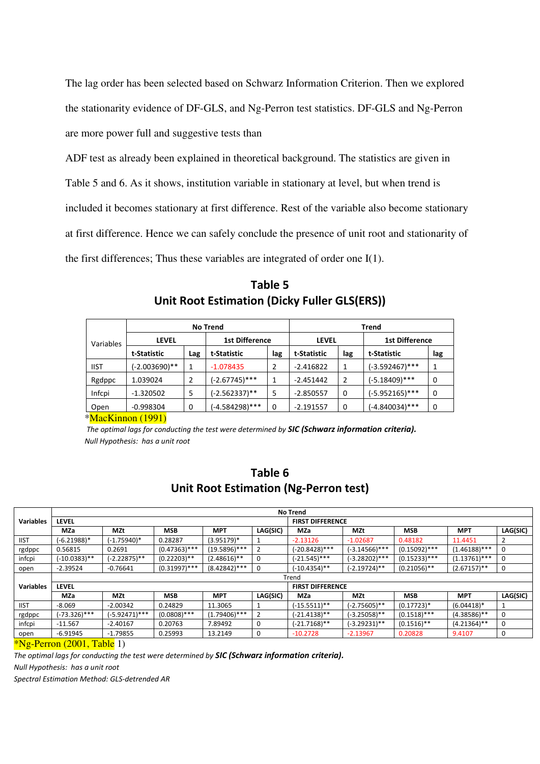The lag order has been selected based on Schwarz Information Criterion. Then we explored the stationarity evidence of DF-GLS, and Ng-Perron test statistics. DF-GLS and Ng-Perron are more power full and suggestive tests than

ADF test as already been explained in theoretical background. The statistics are given in Table 5 and 6. As it shows, institution variable in stationary at level, but when trend is included it becomes stationary at first difference. Rest of the variable also become stationary at first difference. Hence we can safely conclude the presence of unit root and stationarity of the first differences; Thus these variables are integrated of order one I(1).

## Table 5
## Unit Root Estimation (Dicky Fuller GLS(ERS))

| Variables | No Trend | | | | Trend | | | |
|---|---|---|---|---|---|---|---|---|
| | LEVEL | | 1st Difference | | LEVEL | | 1st Difference | |
| | t-Statistic | Lag | t-Statistic | lag | t-Statistic | lag | t-Statistic | lag |
| IIST | (-2.003690)** | 1 | -1.078435 | 2 | -2.416822 | 1 | (-3.592467)*** | 1 |
| Rgdppc | 1.039024 | 2 | (-2.67745)*** | 1 | -2.451442 | 2 | (-5.18409)*** | 0 |
| Infcpi | -1.320502 | 5 | (-2.562337)** | 5 | -2.850557 | 0 | (-5.952165)*** | 0 |
| Open | -0.998304 | 0 | (-4.584298)*** | 0 | -2.191557 | 0 | (-4.840034)*** | 0 |

*MacKinnon (1991)

*The optimal lags for conducting the test were determined by **SIC (Schwarz information criteria).***

*Null Hypothesis: has a unit root*

## Table 6
## Unit Root Estimation (Ng-Perron test)

| Variables | No Trend | | | | | | | | | |
|---|---|---|---|---|---|---|---|---|---|---|
| | LEVEL | | | | | FIRST DIFFERENCE | | | | |
| | MZa | MZt | MSB | MPT | LAG(SIC) | MZa | MZt | MSB | MPT | LAG(SIC) |
| IIST | (-6.21988)* | (-1.75940)* | 0.28287 | (3.95179)* | 1 | -2.13126 | -1.02687 | 0.48182 | 11.4451 | 2 |
| rgdppc | 0.56815 | 0.2691 | (0.47363)*** | (19.5896)*** | 2 | (-20.8428)*** | (-3.14566)*** | (0.15092)*** | (1.46188)*** | 0 |
| infcpi | (-10.0383)** | (-2.22875)** | (0.22203)** | (2.48616)** | 0 | (-21.545)*** | (-3.28202)*** | (0.15233)*** | (1.13761)*** | 0 |
| open | -2.39524 | -0.76641 | (0.31997)*** | (8.42842)*** | 0 | (-10.4354)** | (-2.19724)** | (0.21056)** | (2.67157)** | 0 |
| | Trend | | | | | | | | | |
| **Variables** | LEVEL | | | | | FIRST DIFFERENCE | | | | |
| | MZa | MZt | MSB | MPT | LAG(SIC) | MZa | MZt | MSB | MPT | LAG(SIC) |
| IIST | -8.069 | -2.00342 | 0.24829 | 11.3065 | 1 | (-15.5511)** | (-2.75605)** | (0.17723)* | (6.04418)* | 1 |
| rgdppc | (-73.326)*** | (-5.92471)*** | (0.0808)*** | (1.79406)*** | 2 | (-21.4138)** | (-3.25058)** | (0.1518)*** | (4.38586)** | 0 |
| infcpi | -11.567 | -2.40167 | 0.20763 | 7.89492 | 0 | (-21.7168)** | (-3.29231)** | (0.1516)** | (4.21364)** | 0 |
| open | -6.91945 | -1.79855 | 0.25993 | 13.2149 | 0 | -10.2728 | -2.13967 | 0.20828 | 9.4107 | 0 |

*Ng-Perron (2001, Table 1)

*The optimal lags for conducting the test were determined by **SIC (Schwarz information criteria).***

*Null Hypothesis: has a unit root*

*Spectral Estimation Method: GLS-detrended AR*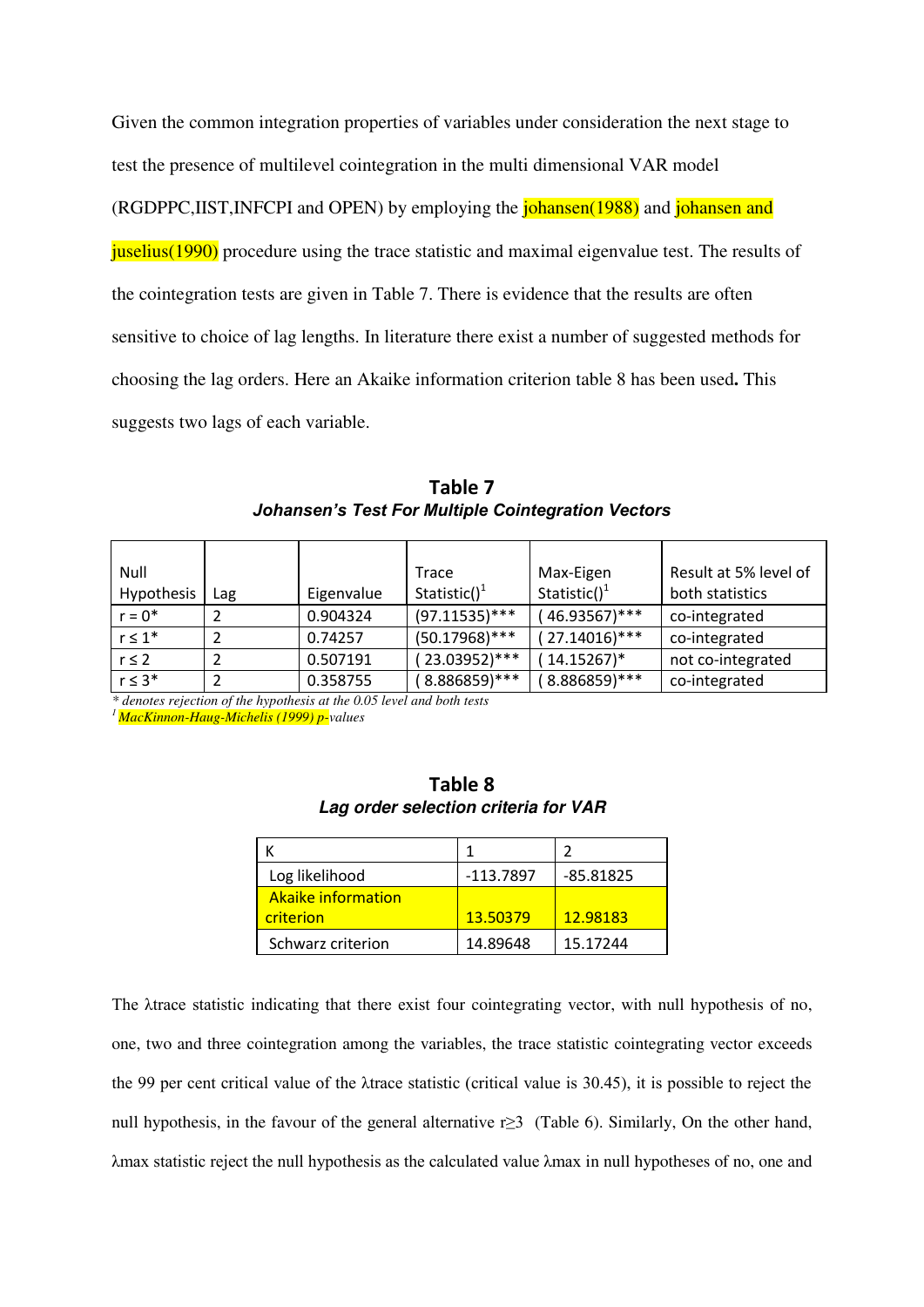Given the common integration properties of variables under consideration the next stage to test the presence of multilevel cointegration in the multi dimensional VAR model (RGDPPC,IIST,INFCPI and OPEN) by employing the johansen(1988) and johansen and juselius(1990) procedure using the trace statistic and maximal eigenvalue test. The results of the cointegration tests are given in Table 7. There is evidence that the results are often sensitive to choice of lag lengths. In literature there exist a number of suggested methods for choosing the lag orders. Here an Akaike information criterion table 8 has been used**.** This suggests two lags of each variable.

**Table 7**

***Johansen's Test For Multiple Cointegration Vectors***

| Null Hypothesis | Lag | Eigenvalue | Trace Statistic()[1] | Max-Eigen Statistic()[1] | Result at 5% level of both statistics |
|---|---|---|---|---|---|
| r = 0* | 2 | 0.904324 | (97.11535)*** | ( 46.93567)*** | co-integrated |
| r ≤ 1* | 2 | 0.74257 | (50.17968)*** | ( 27.14016)*** | co-integrated |
| r ≤ 2 | 2 | 0.507191 | ( 23.03952)*** | ( 14.15267)* | not co-integrated |
| r ≤ 3* | 2 | 0.358755 | ( 8.886859)*** | ( 8.886859)*** | co-integrated |

*\* denotes rejection of the hypothesis at the 0.05 level and both tests*

*[1] MacKinnon-Haug-Michelis (1999) p-values*

**Table 8**

***Lag order selection criteria for VAR***

| K | 1 | 2 |
|---|---|---|
| Log likelihood | -113.7897 | -85.81825 |
| Akaike information criterion | 13.50379 | 12.98183 |
| Schwarz criterion | 14.89648 | 15.17244 |

The λtrace statistic indicating that there exist four cointegrating vector, with null hypothesis of no, one, two and three cointegration among the variables, the trace statistic cointegrating vector exceeds the 99 per cent critical value of the λtrace statistic (critical value is 30.45), it is possible to reject the null hypothesis, in the favour of the general alternative r≥3 (Table 6). Similarly, On the other hand, λmax statistic reject the null hypothesis as the calculated value λmax in null hypotheses of no, one and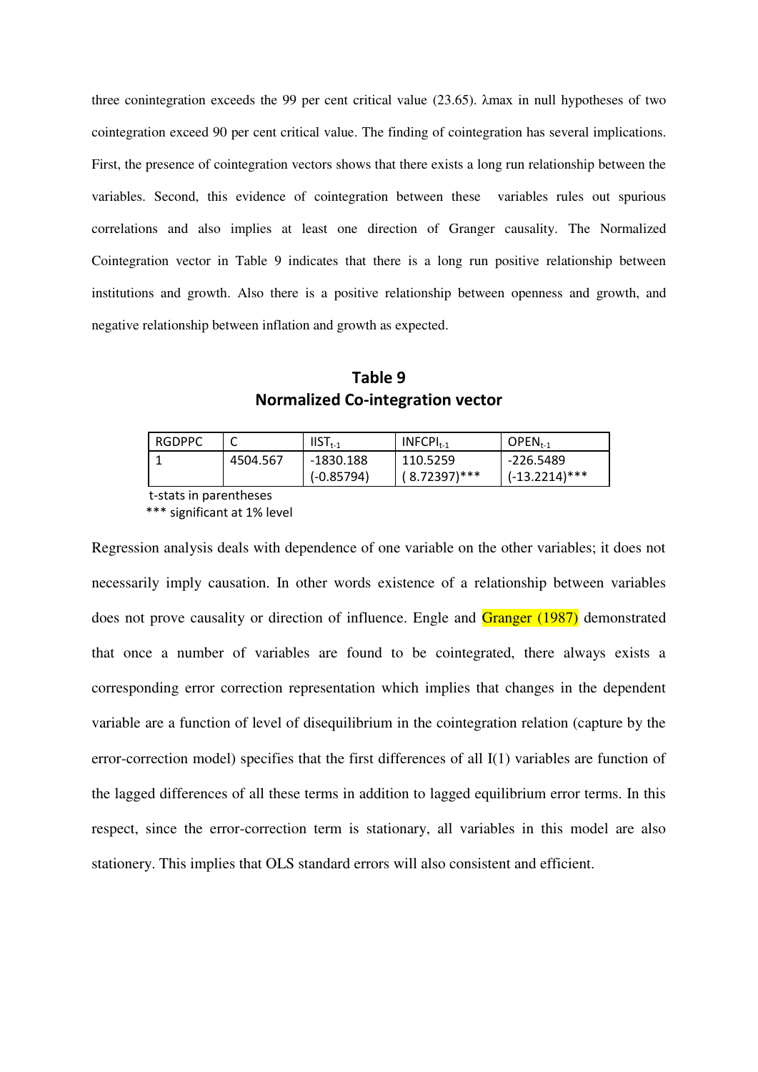three conintegration exceeds the 99 per cent critical value (23.65). λmax in null hypotheses of two cointegration exceed 90 per cent critical value. The finding of cointegration has several implications. First, the presence of cointegration vectors shows that there exists a long run relationship between the variables. Second, this evidence of cointegration between these variables rules out spurious correlations and also implies at least one direction of Granger causality. The Normalized Cointegration vector in Table 9 indicates that there is a long run positive relationship between institutions and growth. Also there is a positive relationship between openness and growth, and negative relationship between inflation and growth as expected.

**Table 9**
**Normalized Co-integration vector**

| RGDPPC | C | $IIST_{t-1}$ | $INFCPI_{t-1}$ | $OPEN_{t-1}$ |
|---|---|---|---|---|
| 1 | 4504.567 | -1830.188 (-0.85794) | 110.5259 ( 8.72397)*** | -226.5489 (-13.2214)*** |

t-stats in parentheses
*** significant at 1% level

Regression analysis deals with dependence of one variable on the other variables; it does not necessarily imply causation. In other words existence of a relationship between variables does not prove causality or direction of influence. Engle and Granger (1987) demonstrated that once a number of variables are found to be cointegrated, there always exists a corresponding error correction representation which implies that changes in the dependent variable are a function of level of disequilibrium in the cointegration relation (capture by the error-correction model) specifies that the first differences of all I(1) variables are function of the lagged differences of all these terms in addition to lagged equilibrium error terms. In this respect, since the error-correction term is stationary, all variables in this model are also stationery. This implies that OLS standard errors will also consistent and efficient.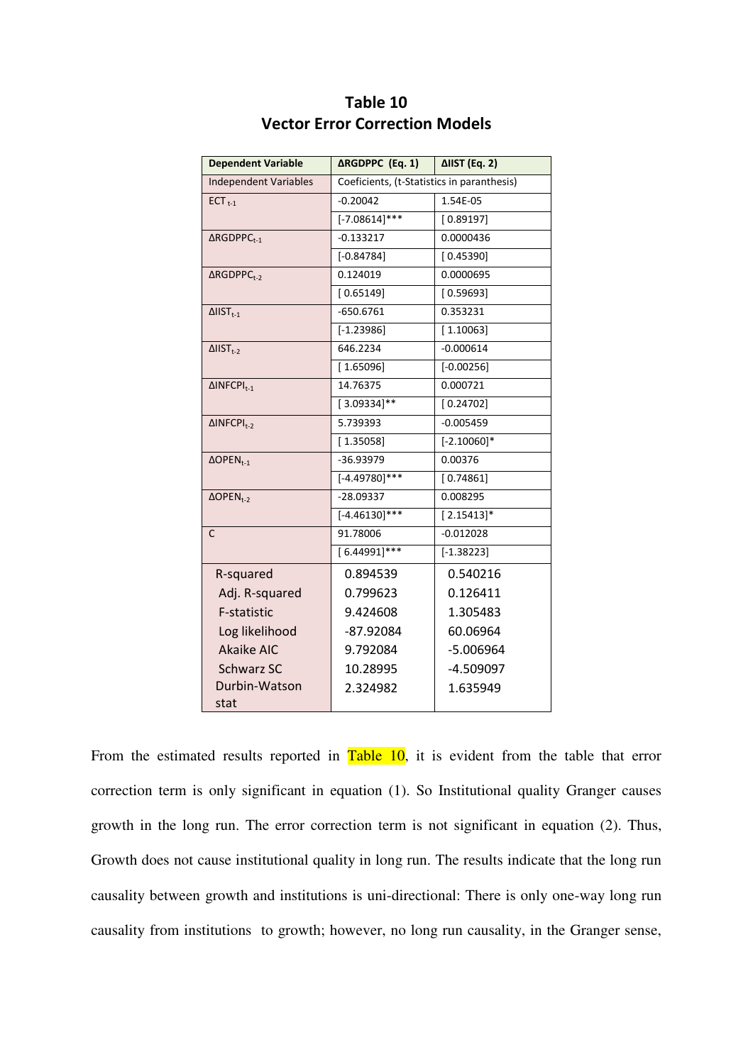# Table 10
## Vector Error Correction Models

| Dependent Variable | ΔRGDPPC (Eq. 1) | ΔIIST (Eq. 2) |
|---|---|---|
| Independent Variables | Coeficients, (t-Statistics in paranthesis) | |
| $ECT_{t-1}$ | -0.20042 | 1.54E-05 |
| | [-7.08614]*** | [ 0.89197] |
| $\Delta RGDPPC_{t-1}$ | -0.133217 | 0.0000436 |
| | [-0.84784] | [ 0.45390] |
| $\Delta RGDPPC_{t-2}$ | 0.124019 | 0.0000695 |
| | [ 0.65149] | [ 0.59693] |
| $\Delta IIST_{t-1}$ | -650.6761 | 0.353231 |
| | [-1.23986] | [ 1.10063] |
| $\Delta IIST_{t-2}$ | 646.2234 | -0.000614 |
| | [ 1.65096] | [-0.00256] |
| $\Delta INFCPI_{t-1}$ | 14.76375 | 0.000721 |
| | [ 3.09334]** | [ 0.24702] |
| $\Delta INFCPI_{t-2}$ | 5.739393 | -0.005459 |
| | [ 1.35058] | [-2.10060]* |
| $\Delta OPEN_{t-1}$ | -36.93979 | 0.00376 |
| | [-4.49780]*** | [ 0.74861] |
| $\Delta OPEN_{t-2}$ | -28.09337 | 0.008295 |
| | [-4.46130]*** | [ 2.15413]* |
| C | 91.78006 | -0.012028 |
| | [ 6.44991]*** | [-1.38223] |
| R-squared | 0.894539 | 0.540216 |
| Adj. R-squared | 0.799623 | 0.126411 |
| F-statistic | 9.424608 | 1.305483 |
| Log likelihood | -87.92084 | 60.06964 |
| Akaike AIC | 9.792084 | -5.006964 |
| Schwarz SC | 10.28995 | -4.509097 |
| Durbin-Watson stat | 2.324982 | 1.635949 |

From the estimated results reported in Table 10, it is evident from the table that error correction term is only significant in equation (1). So Institutional quality Granger causes growth in the long run. The error correction term is not significant in equation (2). Thus, Growth does not cause institutional quality in long run. The results indicate that the long run causality between growth and institutions is uni-directional: There is only one-way long run causality from institutions to growth; however, no long run causality, in the Granger sense,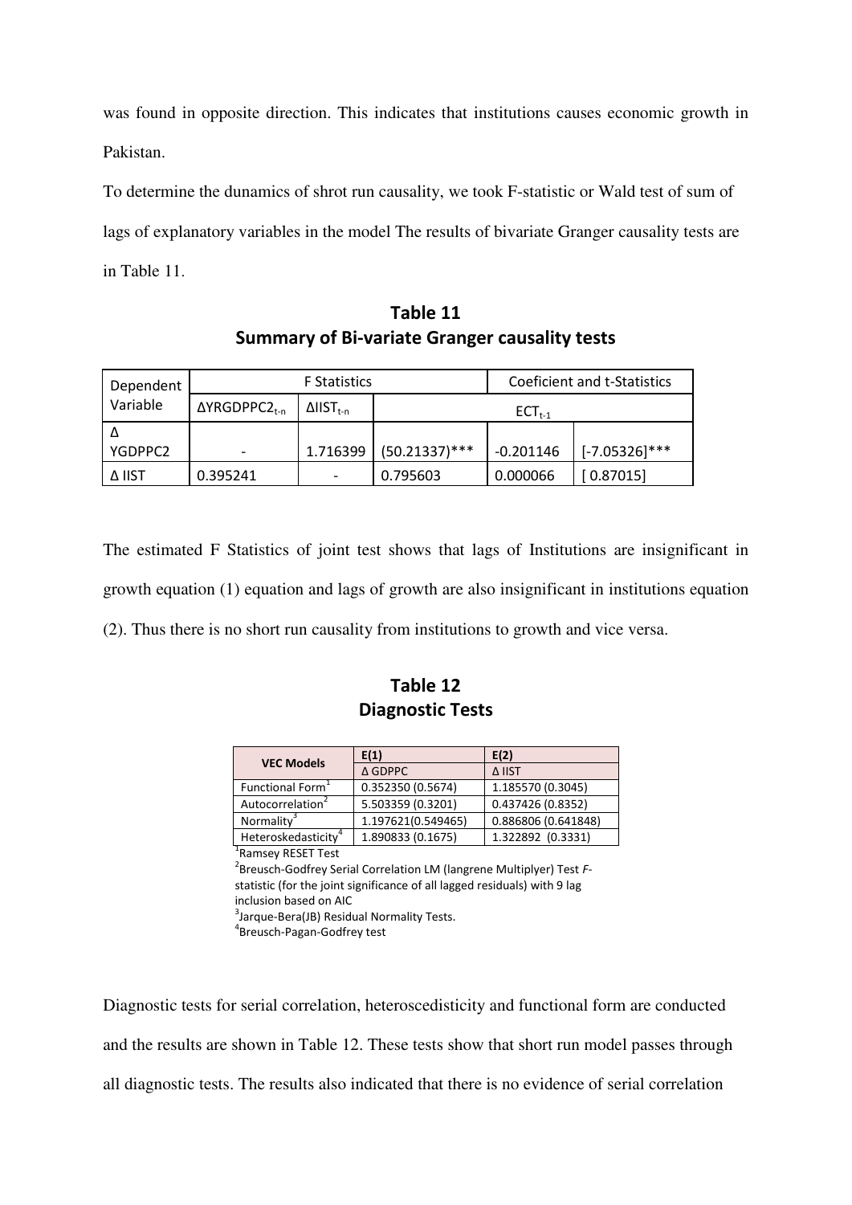was found in opposite direction. This indicates that institutions causes economic growth in Pakistan.

To determine the dunamics of shrot run causality, we took F-statistic or Wald test of sum of lags of explanatory variables in the model The results of bivariate Granger causality tests are in Table 11.

**Table 11**
**Summary of Bi-variate Granger causality tests**

| Dependent Variable | F Statistics | | | Coeficient and t-Statistics | |
|---|---|---|---|---|---|
| | $\Delta YRGDPPC2_{t-n}$ | $\Delta IIST_{t-n}$ | $ECT_{t-1}$ | | |
| Δ YGDPPC2 | - | 1.716399 | (50.21337)*** | -0.201146 | [-7.05326]*** |
| Δ IIST | 0.395241 | - | 0.795603 | 0.000066 | [ 0.87015] |

The estimated F Statistics of joint test shows that lags of Institutions are insignificant in growth equation (1) equation and lags of growth are also insignificant in institutions equation (2). Thus there is no short run causality from institutions to growth and vice versa.

**Table 12**
**Diagnostic Tests**

| VEC Models | E(1) | E(2) |
|---|---|---|
| | Δ GDPPC | Δ IIST |
| Functional Form[1] | 0.352350 (0.5674) | 1.185570 (0.3045) |
| Autocorrelation[2] | 5.503359 (0.3201) | 0.437426 (0.8352) |
| Normality[3] | 1.197621(0.549465) | 0.886806 (0.641848) |
| Heteroskedasticity[4] | 1.890833 (0.1675) | 1.322892 (0.3331) |

[1]Ramsey RESET Test
[2]Breusch-Godfrey Serial Correlation LM (langrene Multiplyer) Test *F*-statistic (for the joint significance of all lagged residuals) with 9 lag inclusion based on AIC
[3]Jarque-Bera(JB) Residual Normality Tests.
[4]Breusch-Pagan-Godfrey test

Diagnostic tests for serial correlation, heteroscedisticity and functional form are conducted and the results are shown in Table 12. These tests show that short run model passes through all diagnostic tests. The results also indicated that there is no evidence of serial correlation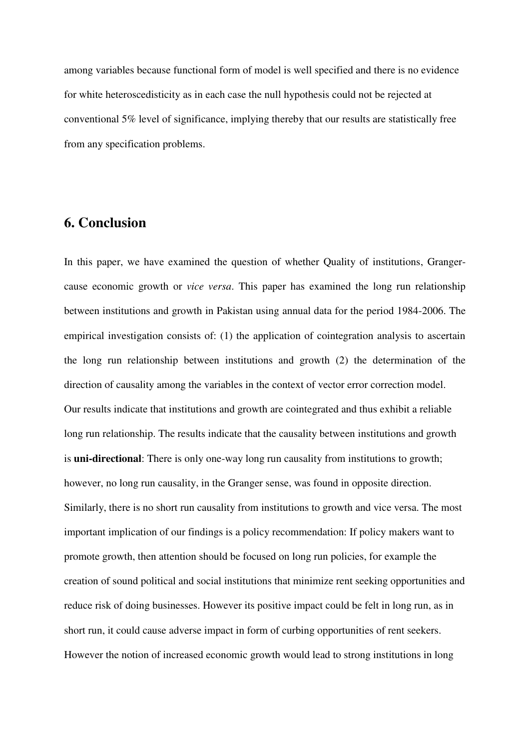among variables because functional form of model is well specified and there is no evidence for white heteroscedisticity as in each case the null hypothesis could not be rejected at conventional 5% level of significance, implying thereby that our results are statistically free from any specification problems.

## 6. Conclusion

In this paper, we have examined the question of whether Quality of institutions, Granger-cause economic growth or *vice versa*. This paper has examined the long run relationship between institutions and growth in Pakistan using annual data for the period 1984-2006. The empirical investigation consists of: (1) the application of cointegration analysis to ascertain the long run relationship between institutions and growth (2) the determination of the direction of causality among the variables in the context of vector error correction model. Our results indicate that institutions and growth are cointegrated and thus exhibit a reliable long run relationship. The results indicate that the causality between institutions and growth is **uni-directional**: There is only one-way long run causality from institutions to growth; however, no long run causality, in the Granger sense, was found in opposite direction. Similarly, there is no short run causality from institutions to growth and vice versa. The most important implication of our findings is a policy recommendation: If policy makers want to promote growth, then attention should be focused on long run policies, for example the creation of sound political and social institutions that minimize rent seeking opportunities and reduce risk of doing businesses. However its positive impact could be felt in long run, as in short run, it could cause adverse impact in form of curbing opportunities of rent seekers. However the notion of increased economic growth would lead to strong institutions in long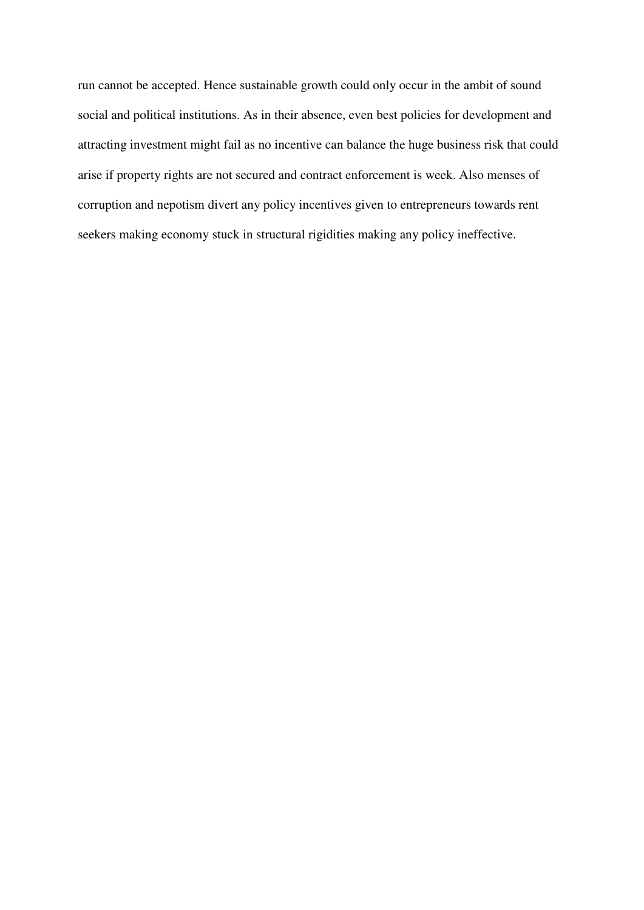run cannot be accepted. Hence sustainable growth could only occur in the ambit of sound social and political institutions. As in their absence, even best policies for development and attracting investment might fail as no incentive can balance the huge business risk that could arise if property rights are not secured and contract enforcement is week. Also menses of corruption and nepotism divert any policy incentives given to entrepreneurs towards rent seekers making economy stuck in structural rigidities making any policy ineffective.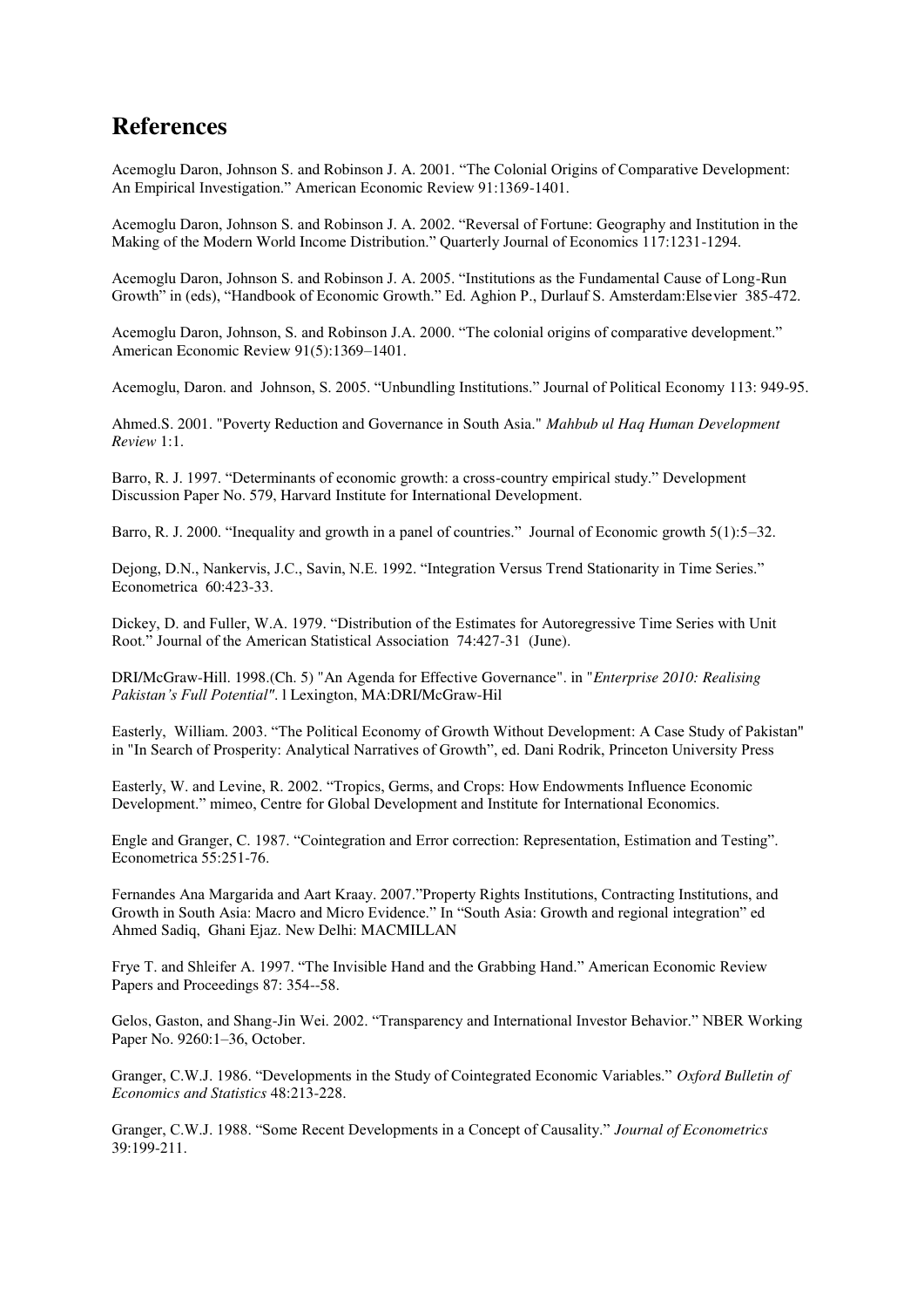# References

Acemoglu Daron, Johnson S. and Robinson J. A. 2001. "The Colonial Origins of Comparative Development: An Empirical Investigation." American Economic Review 91:1369-1401.

Acemoglu Daron, Johnson S. and Robinson J. A. 2002. "Reversal of Fortune: Geography and Institution in the Making of the Modern World Income Distribution." Quarterly Journal of Economics 117:1231-1294.

Acemoglu Daron, Johnson S. and Robinson J. A. 2005. "Institutions as the Fundamental Cause of Long-Run Growth" in (eds), "Handbook of Economic Growth." Ed. Aghion P., Durlauf S. Amsterdam:Elsevier 385-472.

Acemoglu Daron, Johnson, S. and Robinson J.A. 2000. "The colonial origins of comparative development." American Economic Review 91(5):1369–1401.

Acemoglu, Daron. and Johnson, S. 2005. "Unbundling Institutions." Journal of Political Economy 113: 949-95.

Ahmed.S. 2001. "Poverty Reduction and Governance in South Asia." *Mahbub ul Haq Human Development Review* 1:1.

Barro, R. J. 1997. "Determinants of economic growth: a cross-country empirical study." Development Discussion Paper No. 579, Harvard Institute for International Development.

Barro, R. J. 2000. "Inequality and growth in a panel of countries." Journal of Economic growth 5(1):5–32.

Dejong, D.N., Nankervis, J.C., Savin, N.E. 1992. "Integration Versus Trend Stationarity in Time Series." Econometrica 60:423-33.

Dickey, D. and Fuller, W.A. 1979. "Distribution of the Estimates for Autoregressive Time Series with Unit Root." Journal of the American Statistical Association 74:427-31 (June).

DRI/McGraw-Hill. 1998.(Ch. 5) "An Agenda for Effective Governance". in "*Enterprise 2010: Realising Pakistan's Full Potential"*. l Lexington, MA:DRI/McGraw-Hil

Easterly, William. 2003. "The Political Economy of Growth Without Development: A Case Study of Pakistan" in "In Search of Prosperity: Analytical Narratives of Growth", ed. Dani Rodrik, Princeton University Press

Easterly, W. and Levine, R. 2002. "Tropics, Germs, and Crops: How Endowments Influence Economic Development." mimeo, Centre for Global Development and Institute for International Economics.

Engle and Granger, C. 1987. "Cointegration and Error correction: Representation, Estimation and Testing". Econometrica 55:251-76.

Fernandes Ana Margarida and Aart Kraay. 2007."Property Rights Institutions, Contracting Institutions, and Growth in South Asia: Macro and Micro Evidence." In "South Asia: Growth and regional integration" ed Ahmed Sadiq, Ghani Ejaz. New Delhi: MACMILLAN

Frye T. and Shleifer A. 1997. "The Invisible Hand and the Grabbing Hand." American Economic Review Papers and Proceedings 87: 354--58.

Gelos, Gaston, and Shang-Jin Wei. 2002. "Transparency and International Investor Behavior." NBER Working Paper No. 9260:1–36, October.

Granger, C.W.J. 1986. "Developments in the Study of Cointegrated Economic Variables." *Oxford Bulletin of Economics and Statistics* 48:213-228.

Granger, C.W.J. 1988. "Some Recent Developments in a Concept of Causality." *Journal of Econometrics* 39:199-211.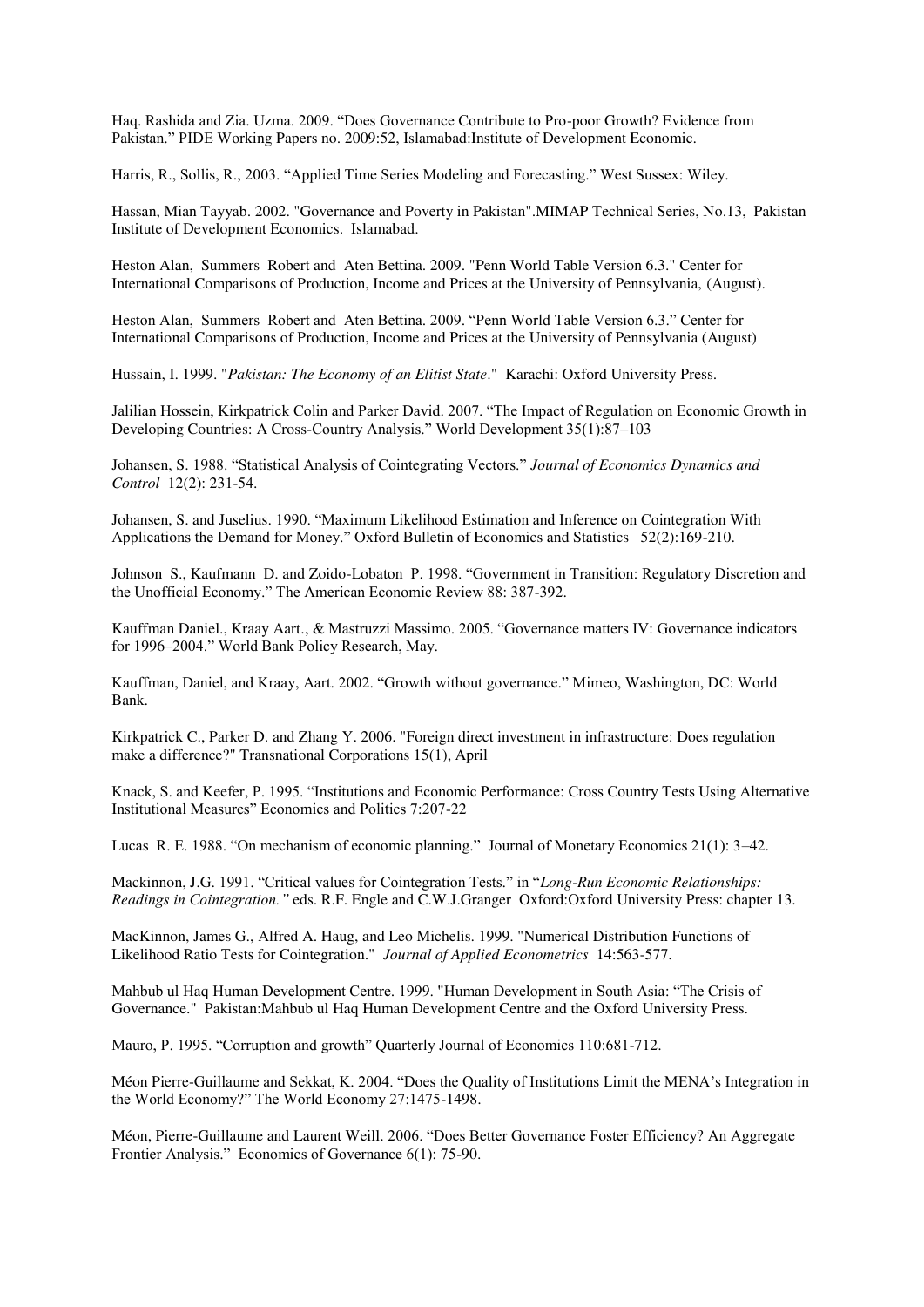Haq. Rashida and Zia. Uzma. 2009. “Does Governance Contribute to Pro-poor Growth? Evidence from Pakistan.” PIDE Working Papers no. 2009:52, Islamabad:Institute of Development Economic.

Harris, R., Sollis, R., 2003. “Applied Time Series Modeling and Forecasting.” West Sussex: Wiley.

Hassan, Mian Tayyab. 2002. "Governance and Poverty in Pakistan".MIMAP Technical Series, No.13, Pakistan Institute of Development Economics. Islamabad.

Heston Alan, Summers Robert and Aten Bettina. 2009. "Penn World Table Version 6.3." Center for International Comparisons of Production, Income and Prices at the University of Pennsylvania, (August).

Heston Alan, Summers Robert and Aten Bettina. 2009. “Penn World Table Version 6.3.” Center for International Comparisons of Production, Income and Prices at the University of Pennsylvania (August)

Hussain, I. 1999. "*Pakistan: The Economy of an Elitist State*." Karachi: Oxford University Press.

Jalilian Hossein, Kirkpatrick Colin and Parker David. 2007. “The Impact of Regulation on Economic Growth in Developing Countries: A Cross-Country Analysis.” World Development 35(1):87–103

Johansen, S. 1988. “Statistical Analysis of Cointegrating Vectors.” *Journal of Economics Dynamics and Control* 12(2): 231-54.

Johansen, S. and Juselius. 1990. “Maximum Likelihood Estimation and Inference on Cointegration With Applications the Demand for Money.” Oxford Bulletin of Economics and Statistics 52(2):169-210.

Johnson S., Kaufmann D. and Zoido-Lobaton P. 1998. “Government in Transition: Regulatory Discretion and the Unofficial Economy.” The American Economic Review 88: 387-392.

Kauffman Daniel., Kraay Aart., & Mastruzzi Massimo. 2005. “Governance matters IV: Governance indicators for 1996–2004.” World Bank Policy Research, May.

Kauffman, Daniel, and Kraay, Aart. 2002. “Growth without governance.” Mimeo, Washington, DC: World Bank.

Kirkpatrick C., Parker D. and Zhang Y. 2006. "Foreign direct investment in infrastructure: Does regulation make a difference?" Transnational Corporations 15(1), April

Knack, S. and Keefer, P. 1995. “Institutions and Economic Performance: Cross Country Tests Using Alternative Institutional Measures” Economics and Politics 7:207-22

Lucas R. E. 1988. “On mechanism of economic planning.” Journal of Monetary Economics 21(1): 3–42.

Mackinnon, J.G. 1991. “Critical values for Cointegration Tests.” in “*Long-Run Economic Relationships: Readings in Cointegration.”* eds. R.F. Engle and C.W.J.Granger Oxford:Oxford University Press: chapter 13.

MacKinnon, James G., Alfred A. Haug, and Leo Michelis. 1999. "Numerical Distribution Functions of Likelihood Ratio Tests for Cointegration." *Journal of Applied Econometrics* 14:563-577.

Mahbub ul Haq Human Development Centre. 1999. "Human Development in South Asia: “The Crisis of Governance." Pakistan:Mahbub ul Haq Human Development Centre and the Oxford University Press.

Mauro, P. 1995. “Corruption and growth” Quarterly Journal of Economics 110:681-712.

Méon Pierre-Guillaume and Sekkat, K. 2004. “Does the Quality of Institutions Limit the MENA’s Integration in the World Economy?” The World Economy 27:1475-1498.

Méon, Pierre-Guillaume and Laurent Weill. 2006. “Does Better Governance Foster Efficiency? An Aggregate Frontier Analysis.” Economics of Governance 6(1): 75-90.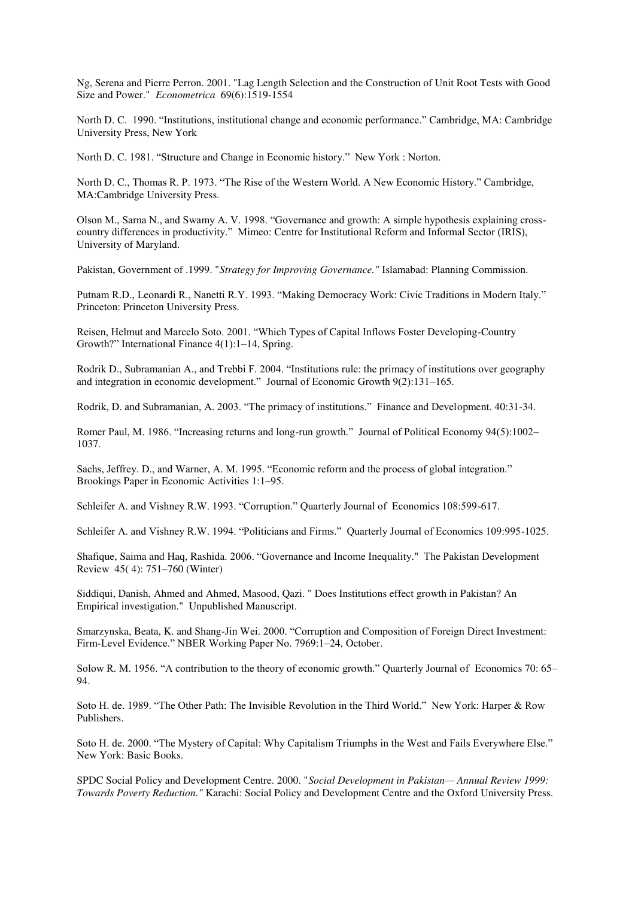Ng, Serena and Pierre Perron. 2001. "Lag Length Selection and the Construction of Unit Root Tests with Good Size and Power." *Econometrica* 69(6):1519-1554

North D. C. 1990. "Institutions, institutional change and economic performance." Cambridge, MA: Cambridge University Press, New York

North D. C. 1981. "Structure and Change in Economic history." New York : Norton.

North D. C., Thomas R. P. 1973. "The Rise of the Western World. A New Economic History." Cambridge, MA:Cambridge University Press.

Olson M., Sarna N., and Swamy A. V. 1998. "Governance and growth: A simple hypothesis explaining cross-country differences in productivity." Mimeo: Centre for Institutional Reform and Informal Sector (IRIS), University of Maryland.

Pakistan, Government of .1999. "*Strategy for Improving Governance.*" Islamabad: Planning Commission.

Putnam R.D., Leonardi R., Nanetti R.Y. 1993. "Making Democracy Work: Civic Traditions in Modern Italy." Princeton: Princeton University Press.

Reisen, Helmut and Marcelo Soto. 2001. "Which Types of Capital Inflows Foster Developing-Country Growth?" International Finance 4(1):1–14, Spring.

Rodrik D., Subramanian A., and Trebbi F. 2004. "Institutions rule: the primacy of institutions over geography and integration in economic development." Journal of Economic Growth 9(2):131–165.

Rodrik, D. and Subramanian, A. 2003. "The primacy of institutions." Finance and Development. 40:31-34.

Romer Paul, M. 1986. "Increasing returns and long-run growth." Journal of Political Economy 94(5):1002–1037.

Sachs, Jeffrey. D., and Warner, A. M. 1995. "Economic reform and the process of global integration." Brookings Paper in Economic Activities 1:1–95.

Schleifer A. and Vishney R.W. 1993. "Corruption." Quarterly Journal of Economics 108:599-617.

Schleifer A. and Vishney R.W. 1994. "Politicians and Firms." Quarterly Journal of Economics 109:995-1025.

Shafique, Saima and Haq, Rashida. 2006. "Governance and Income Inequality." The Pakistan Development Review 45( 4): 751–760 (Winter)

Siddiqui, Danish, Ahmed and Ahmed, Masood, Qazi. " Does Institutions effect growth in Pakistan? An Empirical investigation." Unpublished Manuscript.

Smarzynska, Beata, K. and Shang-Jin Wei. 2000. "Corruption and Composition of Foreign Direct Investment: Firm-Level Evidence." NBER Working Paper No. 7969:1–24, October.

Solow R. M. 1956. "A contribution to the theory of economic growth." Quarterly Journal of Economics 70: 65–94.

Soto H. de. 1989. "The Other Path: The Invisible Revolution in the Third World." New York: Harper & Row Publishers.

Soto H. de. 2000. "The Mystery of Capital: Why Capitalism Triumphs in the West and Fails Everywhere Else." New York: Basic Books.

SPDC Social Policy and Development Centre. 2000. "*Social Development in Pakistan— Annual Review 1999: Towards Poverty Reduction.*" Karachi: Social Policy and Development Centre and the Oxford University Press.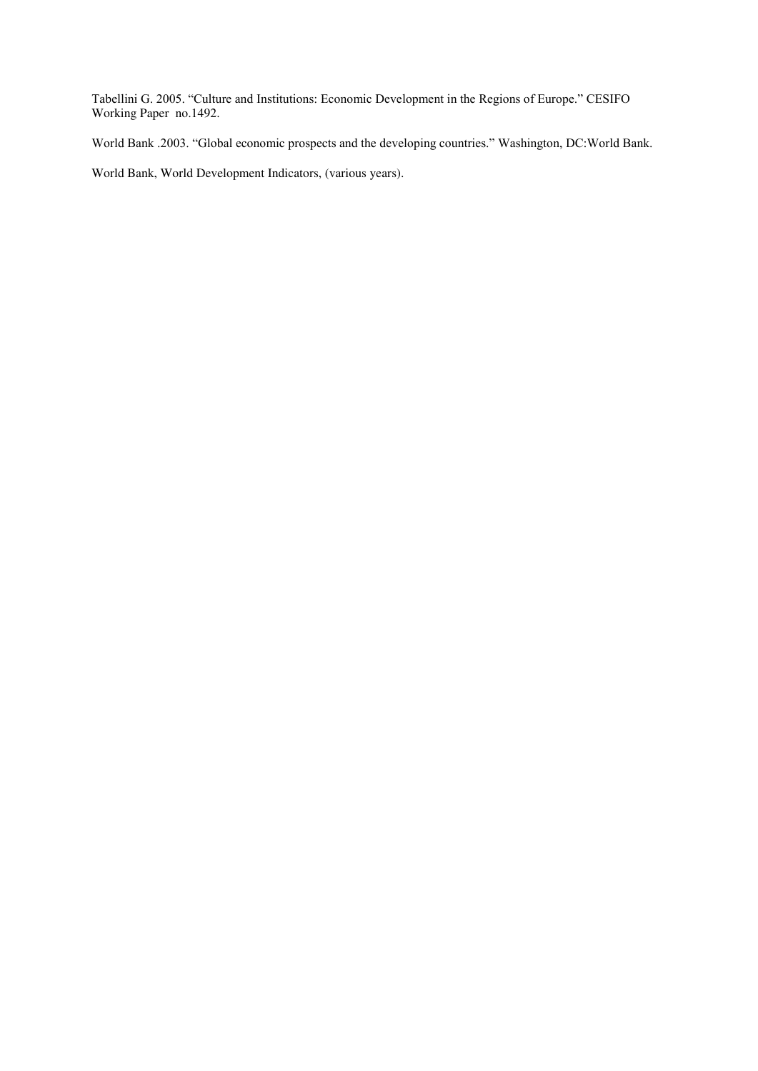Tabellini G. 2005. “Culture and Institutions: Economic Development in the Regions of Europe.” CESIFO Working Paper no.1492.

World Bank .2003. “Global economic prospects and the developing countries.” Washington, DC:World Bank.

World Bank, World Development Indicators, (various years).